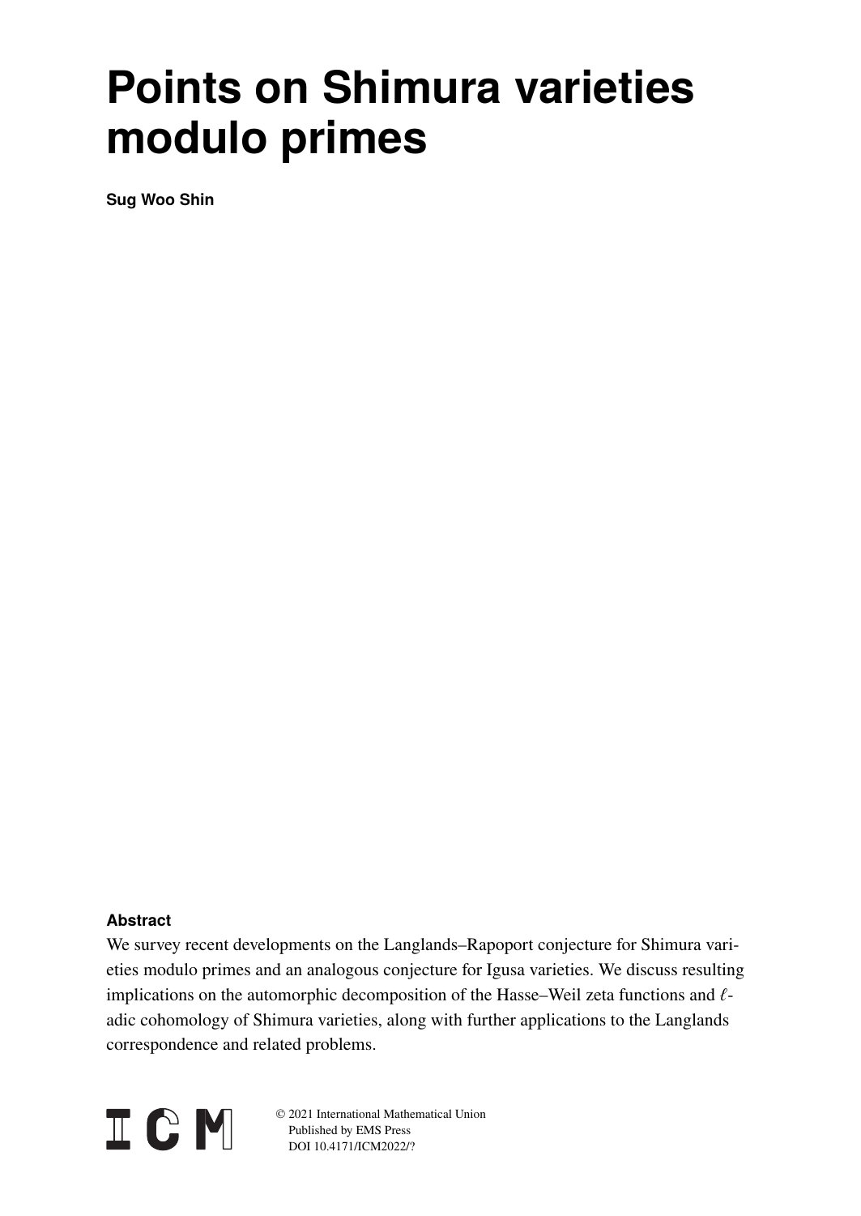# Points on Shimura varieties modulo primes

**Sug Woo Shin**

### Abstract

We survey recent developments on the Langlands–Rapoport conjecture for Shimura varieties modulo primes and an analogous conjecture for Igusa varieties. We discuss resulting implications on the automorphic decomposition of the Hasse–Weil zeta functions and $\ell$-adic cohomology of Shimura varieties, along with further applications to the Langlands correspondence and related problems.

© 2021 International Mathematical Union
Published by EMS Press
DOI 10.4171/ICM2022/?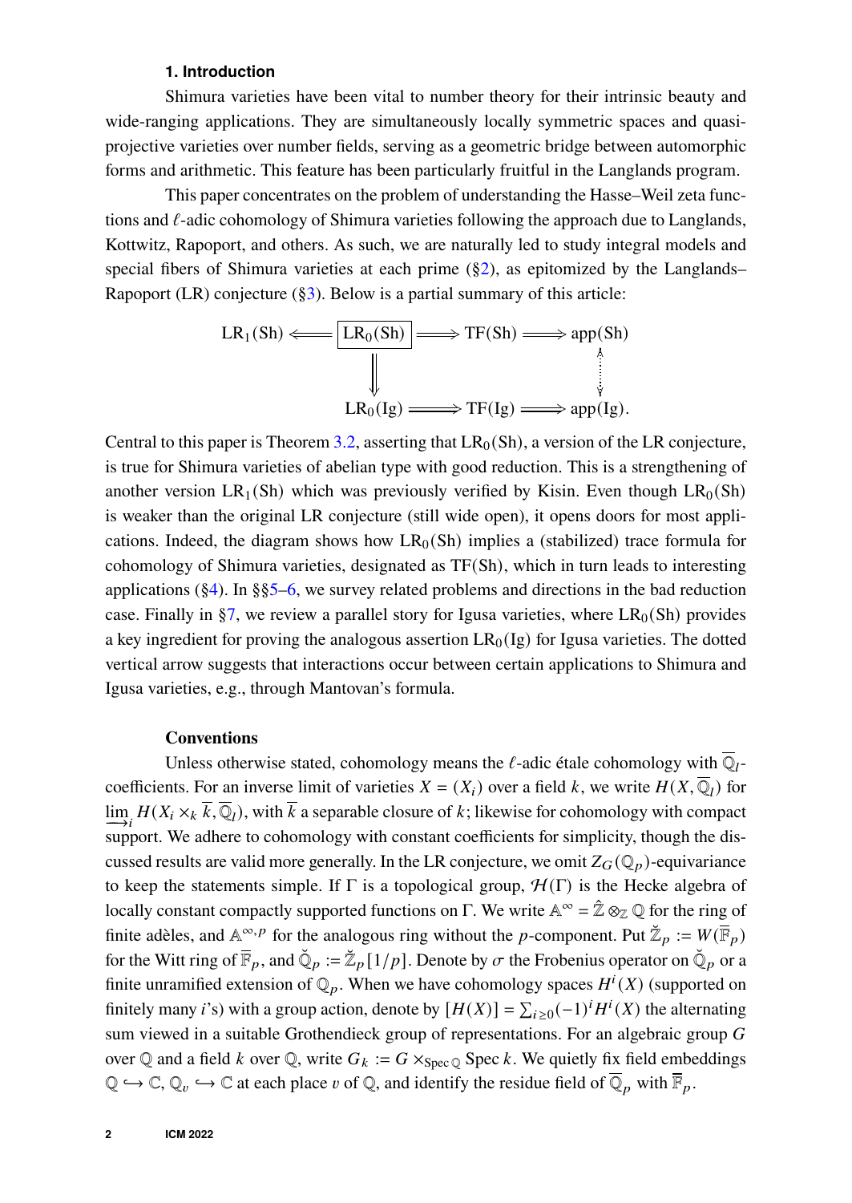### 1. Introduction

Shimura varieties have been vital to number theory for their intrinsic beauty and wide-ranging applications. They are simultaneously locally symmetric spaces and quasi-projective varieties over number fields, serving as a geometric bridge between automorphic forms and arithmetic. This feature has been particularly fruitful in the Langlands program.

This paper concentrates on the problem of understanding the Hasse–Weil zeta functions and $\ell$-adic cohomology of Shimura varieties following the approach due to Langlands, Kottwitz, Rapoport, and others. As such, we are naturally led to study integral models and special fibers of Shimura varieties at each prime (§2), as epitomized by the Langlands–Rapoport (LR) conjecture (§3). Below is a partial summary of this article:

$$
\begin{array}{ccccccc}
\mathrm{LR}_1(\mathrm{Sh}) & \Longleftarrow & \boxed{\mathrm{LR}_0(\mathrm{Sh})} & \Longrightarrow & \mathrm{TF}(\mathrm{Sh}) & \Longrightarrow & \mathrm{app}(\mathrm{Sh}) \\
 & & \Big\Downarrow & & & & \updownarrow \\
 & & \mathrm{LR}_0(\mathrm{Ig}) & \Longrightarrow & \mathrm{TF}(\mathrm{Ig}) & \Longrightarrow & \mathrm{app}(\mathrm{Ig}).
\end{array}
$$

Central to this paper is Theorem 3.2, asserting that $\mathrm{LR}_0(\mathrm{Sh})$, a version of the LR conjecture, is true for Shimura varieties of abelian type with good reduction. This is a strengthening of another version $\mathrm{LR}_1(\mathrm{Sh})$ which was previously verified by Kisin. Even though $\mathrm{LR}_0(\mathrm{Sh})$ is weaker than the original LR conjecture (still wide open), it opens doors for most applications. Indeed, the diagram shows how $\mathrm{LR}_0(\mathrm{Sh})$ implies a (stabilized) trace formula for cohomology of Shimura varieties, designated as $\mathrm{TF}(\mathrm{Sh})$, which in turn leads to interesting applications (§4). In §§5–6, we survey related problems and directions in the bad reduction case. Finally in §7, we review a parallel story for Igusa varieties, where $\mathrm{LR}_0(\mathrm{Sh})$ provides a key ingredient for proving the analogous assertion $\mathrm{LR}_0(\mathrm{Ig})$ for Igusa varieties. The dotted vertical arrow suggests that interactions occur between certain applications to Shimura and Igusa varieties, e.g., through Mantovan's formula.

#### Conventions

Unless otherwise stated, cohomology means the $\ell$-adic étale cohomology with $\overline{\mathbb{Q}}_l$-coefficients. For an inverse limit of varieties $X = (X_i)$ over a field $k$, we write $H(X, \overline{\mathbb{Q}}_l)$ for $\varinjlim_i H(X_i \times_k \overline{k}, \overline{\mathbb{Q}}_l)$, with $\overline{k}$ a separable closure of $k$; likewise for cohomology with compact support. We adhere to cohomology with constant coefficients for simplicity, though the discussed results are valid more generally. In the LR conjecture, we omit $Z_G(\mathbb{Q}_p)$-equivariance to keep the statements simple. If $\Gamma$ is a topological group, $\mathcal{H}(\Gamma)$ is the Hecke algebra of locally constant compactly supported functions on $\Gamma$. We write $\mathbb{A}^\infty = \hat{\mathbb{Z}} \otimes_{\mathbb{Z}} \mathbb{Q}$ for the ring of finite adèles, and $\mathbb{A}^{\infty,p}$ for the analogous ring without the $p$-component. Put $\breve{\mathbb{Z}}_p := W(\overline{\mathbb{F}}_p)$ for the Witt ring of $\overline{\mathbb{F}}_p$, and $\breve{\mathbb{Q}}_p := \breve{\mathbb{Z}}_p[1/p]$. Denote by $\sigma$ the Frobenius operator on $\breve{\mathbb{Q}}_p$ or a finite unramified extension of $\mathbb{Q}_p$. When we have cohomology spaces $H^i(X)$ (supported on finitely many $i$'s) with a group action, denote by $[H(X)] = \sum_{i \geq 0} (-1)^i H^i(X)$ the alternating sum viewed in a suitable Grothendieck group of representations. For an algebraic group $G$ over $\mathbb{Q}$ and a field $k$ over $\mathbb{Q}$, write $G_k := G \times_{\operatorname{Spec} \mathbb{Q}} \operatorname{Spec} k$. We quietly fix field embeddings $\overline{\mathbb{Q}} \hookrightarrow \mathbb{C}$, $\overline{\mathbb{Q}}_v \hookrightarrow \mathbb{C}$ at each place $v$ of $\mathbb{Q}$, and identify the residue field of $\overline{\mathbb{Q}}_p$ with $\overline{\mathbb{F}}_p$.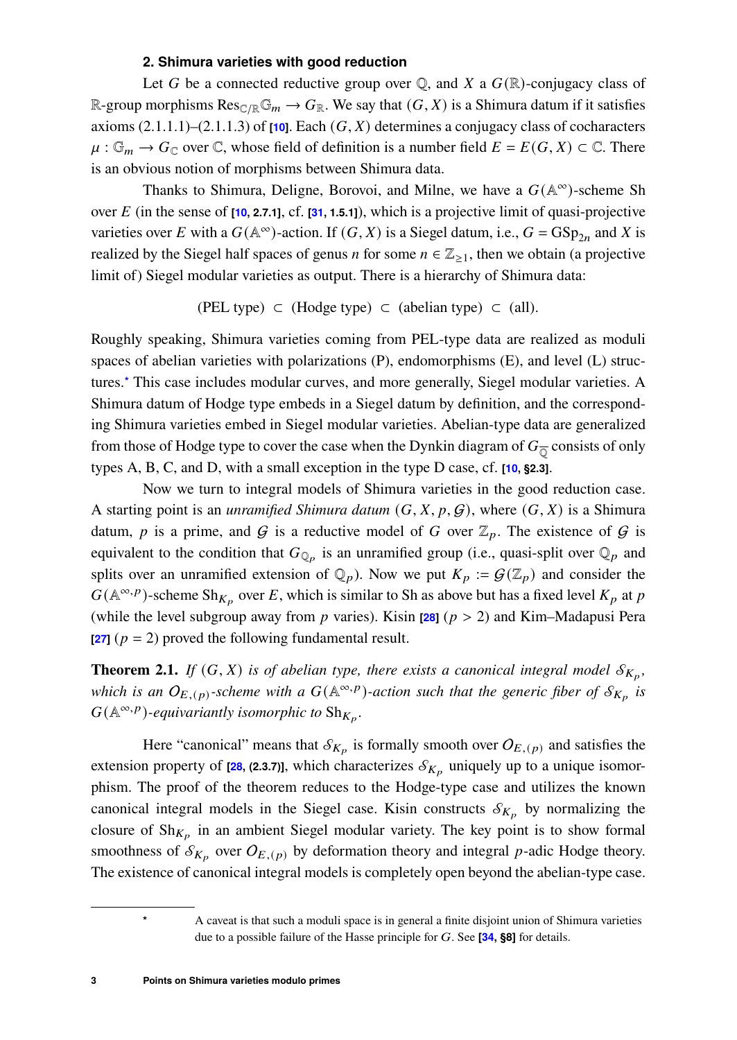## 2. Shimura varieties with good reduction

Let $G$ be a connected reductive group over $\mathbb{Q}$, and $X$ a $G(\mathbb{R})$-conjugacy class of $\mathbb{R}$-group morphisms $\mathrm{Res}_{\mathbb{C}/\mathbb{R}}\mathbb{G}_m \to G_{\mathbb{R}}$. We say that $(G, X)$ is a Shimura datum if it satisfies axioms (2.1.1.1)–(2.1.1.3) of **[10]**. Each $(G, X)$ determines a conjugacy class of cocharacters $\mu : \mathbb{G}_m \to G_{\mathbb{C}}$ over $\mathbb{C}$, whose field of definition is a number field $E = E(G, X) \subset \mathbb{C}$. There is an obvious notion of morphisms between Shimura data.

Thanks to Shimura, Deligne, Borovoi, and Milne, we have a $G(\mathbb{A}^\infty)$-scheme Sh over $E$ (in the sense of **[10, 2.7.1]**, cf. **[31, 1.5.1]**), which is a projective limit of quasi-projective varieties over $E$ with a $G(\mathbb{A}^\infty)$-action. If $(G, X)$ is a Siegel datum, i.e., $G = \mathrm{GSp}_{2n}$ and $X$ is realized by the Siegel half spaces of genus $n$ for some $n \in \mathbb{Z}_{\geq 1}$, then we obtain (a projective limit of) Siegel modular varieties as output. There is a hierarchy of Shimura data:

$$\text{(PEL type)} \subset \text{(Hodge type)} \subset \text{(abelian type)} \subset \text{(all)}.$$

Roughly speaking, Shimura varieties coming from PEL-type data are realized as moduli spaces of abelian varieties with polarizations (P), endomorphisms (E), and level (L) structures.* This case includes modular curves, and more generally, Siegel modular varieties. A Shimura datum of Hodge type embeds in a Siegel datum by definition, and the corresponding Shimura varieties embed in Siegel modular varieties. Abelian-type data are generalized from those of Hodge type to cover the case when the Dynkin diagram of $G_{\overline{\mathbb{Q}}}$ consists of only types A, B, C, and D, with a small exception in the type D case, cf. **[10, §2.3]**.

Now we turn to integral models of Shimura varieties in the good reduction case. A starting point is an *unramified Shimura datum* $(G, X, p, \mathcal{G})$, where $(G, X)$ is a Shimura datum, $p$ is a prime, and $\mathcal{G}$ is a reductive model of $G$ over $\mathbb{Z}_p$. The existence of $\mathcal{G}$ is equivalent to the condition that $G_{\mathbb{Q}_p}$ is an unramified group (i.e., quasi-split over $\mathbb{Q}_p$ and splits over an unramified extension of $\mathbb{Q}_p$). Now we put $K_p := \mathcal{G}(\mathbb{Z}_p)$ and consider the $G(\mathbb{A}^{\infty,p})$-scheme $\mathrm{Sh}_{K_p}$ over $E$, which is similar to Sh as above but has a fixed level $K_p$ at $p$ (while the level subgroup away from $p$ varies). Kisin **[28]** ($p > 2$) and Kim–Madapusi Pera **[27]** ($p = 2$) proved the following fundamental result.

**Theorem 2.1.** *If $(G, X)$ is of abelian type, there exists a canonical integral model $\mathcal{S}_{K_p}$, which is an $O_{E,(p)}$-scheme with a $G(\mathbb{A}^{\infty,p})$-action such that the generic fiber of $\mathcal{S}_{K_p}$ is $G(\mathbb{A}^{\infty,p})$-equivariantly isomorphic to $\mathrm{Sh}_{K_p}$.*

Here "canonical" means that $\mathcal{S}_{K_p}$ is formally smooth over $O_{E,(p)}$ and satisfies the extension property of **[28, (2.3.7)]**, which characterizes $\mathcal{S}_{K_p}$ uniquely up to a unique isomorphism. The proof of the theorem reduces to the Hodge-type case and utilizes the known canonical integral models in the Siegel case. Kisin constructs $\mathcal{S}_{K_p}$ by normalizing the closure of $\mathrm{Sh}_{K_p}$ in an ambient Siegel modular variety. The key point is to show formal smoothness of $\mathcal{S}_{K_p}$ over $O_{E,(p)}$ by deformation theory and integral $p$-adic Hodge theory. The existence of canonical integral models is completely open beyond the abelian-type case.

---

* A caveat is that such a moduli space is in general a finite disjoint union of Shimura varieties due to a possible failure of the Hasse principle for $G$. See **[34, §8]** for details.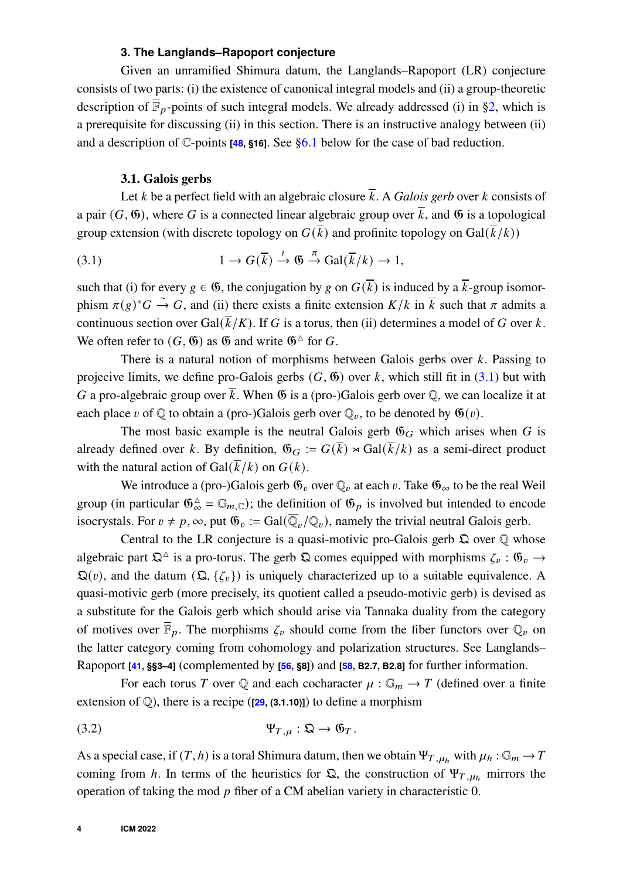## 3. The Langlands–Rapoport conjecture

Given an unramified Shimura datum, the Langlands–Rapoport (LR) conjecture consists of two parts: (i) the existence of canonical integral models and (ii) a group-theoretic description of $\overline{\mathbb{F}}_p$-points of such integral models. We already addressed (i) in §2, which is a prerequisite for discussing (ii) in this section. There is an instructive analogy between (ii) and a description of $\mathbb{C}$-points **[48, §16]**. See §6.1 below for the case of bad reduction.

### 3.1. Galois gerbs

Let $k$ be a perfect field with an algebraic closure $\overline{k}$. A *Galois gerb* over $k$ consists of a pair $(G, \mathfrak{G})$, where $G$ is a connected linear algebraic group over $\overline{k}$, and $\mathfrak{G}$ is a topological group extension (with discrete topology on $G(\overline{k})$ and profinite topology on $\mathrm{Gal}(\overline{k}/k)$)

$$1 \to G(\overline{k}) \xrightarrow{i} \mathfrak{G} \xrightarrow{\pi} \mathrm{Gal}(\overline{k}/k) \to 1, \tag{3.1}$$

such that (i) for every $g \in \mathfrak{G}$, the conjugation by $g$ on $G(\overline{k})$ is induced by a $\overline{k}$-group isomorphism $\pi(g)^*G \xrightarrow{\sim} G$, and (ii) there exists a finite extension $K/k$ in $\overline{k}$ such that $\pi$ admits a continuous section over $\mathrm{Gal}(\overline{k}/K)$. If $G$ is a torus, then (ii) determines a model of $G$ over $k$. We often refer to $(G, \mathfrak{G})$ as $\mathfrak{G}$ and write $\mathfrak{G}^\Delta$ for $G$.

There is a natural notion of morphisms between Galois gerbs over $k$. Passing to projecive limits, we define pro-Galois gerbs $(G, \mathfrak{G})$ over $k$, which still fit in (3.1) but with $G$ a pro-algebraic group over $\overline{k}$. When $\mathfrak{G}$ is a (pro-)Galois gerb over $\mathbb{Q}$, we can localize it at each place $v$ of $\mathbb{Q}$ to obtain a (pro-)Galois gerb over $\mathbb{Q}_v$, to be denoted by $\mathfrak{G}(v)$.

The most basic example is the neutral Galois gerb $\mathfrak{G}_G$ which arises when $G$ is already defined over $k$. By definition, $\mathfrak{G}_G := G(\overline{k}) \rtimes \mathrm{Gal}(\overline{k}/k)$ as a semi-direct product with the natural action of $\mathrm{Gal}(\overline{k}/k)$ on $G(k)$.

We introduce a (pro-)Galois gerb $\mathfrak{G}_v$ over $\mathbb{Q}_v$ at each $v$. Take $\mathfrak{G}_\infty$ to be the real Weil group (in particular $\mathfrak{G}_\infty^\Delta = \mathbb{G}_{m,\mathbb{C}}$); the definition of $\mathfrak{G}_p$ is involved but intended to encode isocrystals. For $v \neq p, \infty$, put $\mathfrak{G}_v := \mathrm{Gal}(\overline{\mathbb{Q}}_v/\mathbb{Q}_v)$, namely the trivial neutral Galois gerb.

Central to the LR conjecture is a quasi-motivic pro-Galois gerb $\mathfrak{Q}$ over $\mathbb{Q}$ whose algebraic part $\mathfrak{Q}^\Delta$ is a pro-torus. The gerb $\mathfrak{Q}$ comes equipped with morphisms $\zeta_v : \mathfrak{G}_v \to \mathfrak{Q}(v)$, and the datum $(\mathfrak{Q}, \{\zeta_v\})$ is uniquely characterized up to a suitable equivalence. A quasi-motivic gerb (more precisely, its quotient called a pseudo-motivic gerb) is devised as a substitute for the Galois gerb which should arise via Tannaka duality from the category of motives over $\overline{\mathbb{F}}_p$. The morphisms $\zeta_v$ should come from the fiber functors over $\mathbb{Q}_v$ on the latter category coming from cohomology and polarization structures. See Langlands–Rapoport **[41, §§3–4]** (complemented by **[56, §8]**) and **[58, B2.7, B2.8]** for further information.

For each torus $T$ over $\mathbb{Q}$ and each cocharacter $\mu : \mathbb{G}_m \to T$ (defined over a finite extension of $\mathbb{Q}$), there is a recipe (**[29, (3.1.10)]**) to define a morphism

$$\Psi_{T,\mu} : \mathfrak{Q} \to \mathfrak{G}_T. \tag{3.2}$$

As a special case, if $(T, h)$ is a toral Shimura datum, then we obtain $\Psi_{T,\mu_h}$ with $\mu_h : \mathbb{G}_m \to T$ coming from $h$. In terms of the heuristics for $\mathfrak{Q}$, the construction of $\Psi_{T,\mu_h}$ mirrors the operation of taking the mod $p$ fiber of a CM abelian variety in characteristic 0.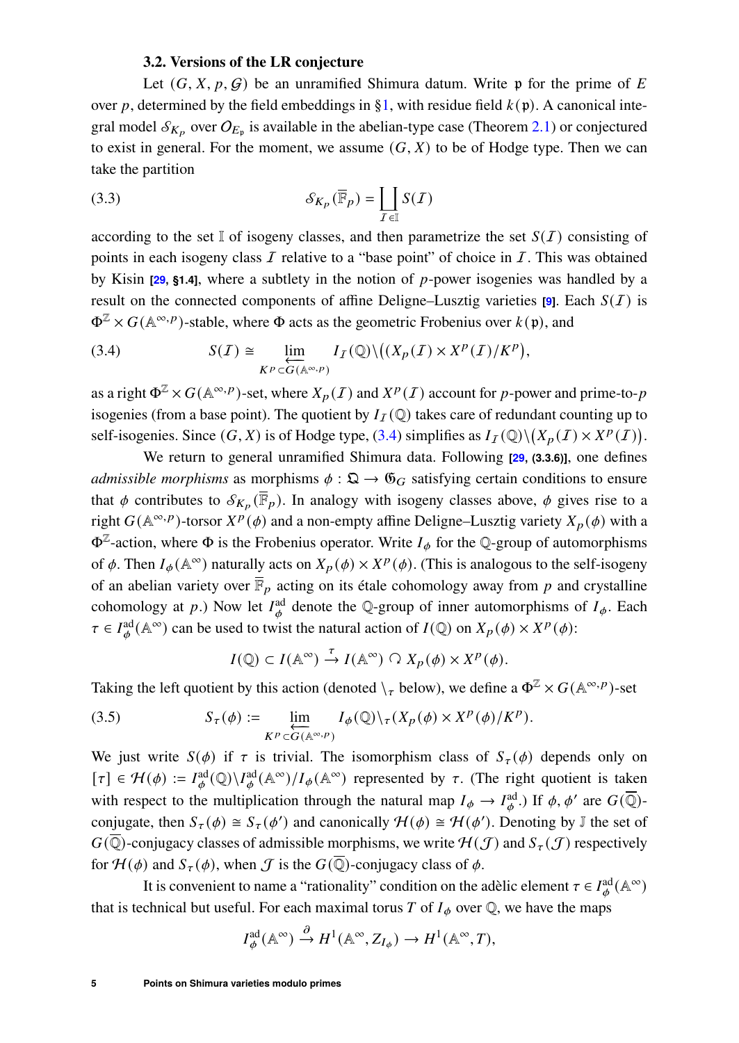### 3.2. Versions of the LR conjecture

Let $(G, X, p, \mathcal{G})$ be an unramified Shimura datum. Write $\mathfrak{p}$ for the prime of $E$ over $p$, determined by the field embeddings in §1, with residue field $k(\mathfrak{p})$. A canonical integral model $\mathcal{S}_{K_p}$ over $O_{E_\mathfrak{p}}$ is available in the abelian-type case (Theorem 2.1) or conjectured to exist in general. For the moment, we assume $(G, X)$ to be of Hodge type. Then we can take the partition

$$\mathcal{S}_{K_p}(\overline{\mathbb{F}}_p) = \coprod_{\mathcal{I} \in \mathbb{I}} S(\mathcal{I}) \tag{3.3}$$

according to the set $\mathbb{I}$ of isogeny classes, and then parametrize the set $S(\mathcal{I})$ consisting of points in each isogeny class $\mathcal{I}$ relative to a "base point" of choice in $\mathcal{I}$. This was obtained by Kisin [29, §1.4], where a subtlety in the notion of $p$-power isogenies was handled by a result on the connected components of affine Deligne–Lusztig varieties [9]. Each $S(\mathcal{I})$ is $\Phi^{\mathbb{Z}} \times G(\mathbb{A}^{\infty,p})$-stable, where $\Phi$ acts as the geometric Frobenius over $k(\mathfrak{p})$, and

$$S(\mathcal{I}) \cong \varprojlim_{K^p \subset G(\mathbb{A}^{\infty,p})} I_{\mathcal{I}}(\mathbb{Q}) \backslash \big( (X_p(\mathcal{I}) \times X^p(\mathcal{I})/K^p \big), \tag{3.4}$$

as a right $\Phi^{\mathbb{Z}} \times G(\mathbb{A}^{\infty,p})$-set, where $X_p(\mathcal{I})$ and $X^p(\mathcal{I})$ account for $p$-power and prime-to-$p$ isogenies (from a base point). The quotient by $I_{\mathcal{I}}(\mathbb{Q})$ takes care of redundant counting up to self-isogenies. Since $(G, X)$ is of Hodge type, (3.4) simplifies as $I_{\mathcal{I}}(\mathbb{Q}) \backslash \big( X_p(\mathcal{I}) \times X^p(\mathcal{I}) \big)$.

We return to general unramified Shimura data. Following [29, (3.3.6)], one defines *admissible morphisms* as morphisms $\phi : \mathfrak{Q} \to \mathfrak{G}_G$ satisfying certain conditions to ensure that $\phi$ contributes to $\mathcal{S}_{K_p}(\overline{\mathbb{F}}_p)$. In analogy with isogeny classes above, $\phi$ gives rise to a right $G(\mathbb{A}^{\infty,p})$-torsor $X^p(\phi)$ and a non-empty affine Deligne–Lusztig variety $X_p(\phi)$ with a $\Phi^{\mathbb{Z}}$-action, where $\Phi$ is the Frobenius operator. Write $I_\phi$ for the $\mathbb{Q}$-group of automorphisms of $\phi$. Then $I_\phi(\mathbb{A}^\infty)$ naturally acts on $X_p(\phi) \times X^p(\phi)$. (This is analogous to the self-isogeny of an abelian variety over $\overline{\mathbb{F}}_p$ acting on its étale cohomology away from $p$ and crystalline cohomology at $p$.) Now let $I_\phi^{\mathrm{ad}}$ denote the $\mathbb{Q}$-group of inner automorphisms of $I_\phi$. Each $\tau \in I_\phi^{\mathrm{ad}}(\mathbb{A}^\infty)$ can be used to twist the natural action of $I(\mathbb{Q})$ on $X_p(\phi) \times X^p(\phi)$:

$$I(\mathbb{Q}) \subset I(\mathbb{A}^\infty) \xrightarrow{\tau} I(\mathbb{A}^\infty) \circlearrowright X_p(\phi) \times X^p(\phi).$$

Taking the left quotient by this action (denoted $\backslash_\tau$ below), we define a $\Phi^{\mathbb{Z}} \times G(\mathbb{A}^{\infty,p})$-set

$$S_\tau(\phi) := \varprojlim_{K^p \subset G(\mathbb{A}^{\infty,p})} I_\phi(\mathbb{Q}) \backslash_\tau (X_p(\phi) \times X^p(\phi)/K^p). \tag{3.5}$$

We just write $S(\phi)$ if $\tau$ is trivial. The isomorphism class of $S_\tau(\phi)$ depends only on $[\tau] \in \mathcal{H}(\phi) := I_\phi^{\mathrm{ad}}(\mathbb{Q}) \backslash I_\phi^{\mathrm{ad}}(\mathbb{A}^\infty)/I_\phi(\mathbb{A}^\infty)$ represented by $\tau$. (The right quotient is taken with respect to the multiplication through the natural map $I_\phi \to I_\phi^{\mathrm{ad}}$.) If $\phi, \phi'$ are $G(\overline{\mathbb{Q}})$-conjugate, then $S_\tau(\phi) \cong S_\tau(\phi')$ and canonically $\mathcal{H}(\phi) \cong \mathcal{H}(\phi')$. Denoting by $\mathbb{J}$ the set of $G(\overline{\mathbb{Q}})$-conjugacy classes of admissible morphisms, we write $\mathcal{H}(\mathcal{J})$ and $S_\tau(\mathcal{J})$ respectively for $\mathcal{H}(\phi)$ and $S_\tau(\phi)$, when $\mathcal{J}$ is the $G(\overline{\mathbb{Q}})$-conjugacy class of $\phi$.

It is convenient to name a "rationality" condition on the adèlic element $\tau \in I_\phi^{\mathrm{ad}}(\mathbb{A}^\infty)$ that is technical but useful. For each maximal torus $T$ of $I_\phi$ over $\mathbb{Q}$, we have the maps

$$I_\phi^{\mathrm{ad}}(\mathbb{A}^\infty) \xrightarrow{\partial} H^1(\mathbb{A}^\infty, Z_{I_\phi}) \to H^1(\mathbb{A}^\infty, T),$$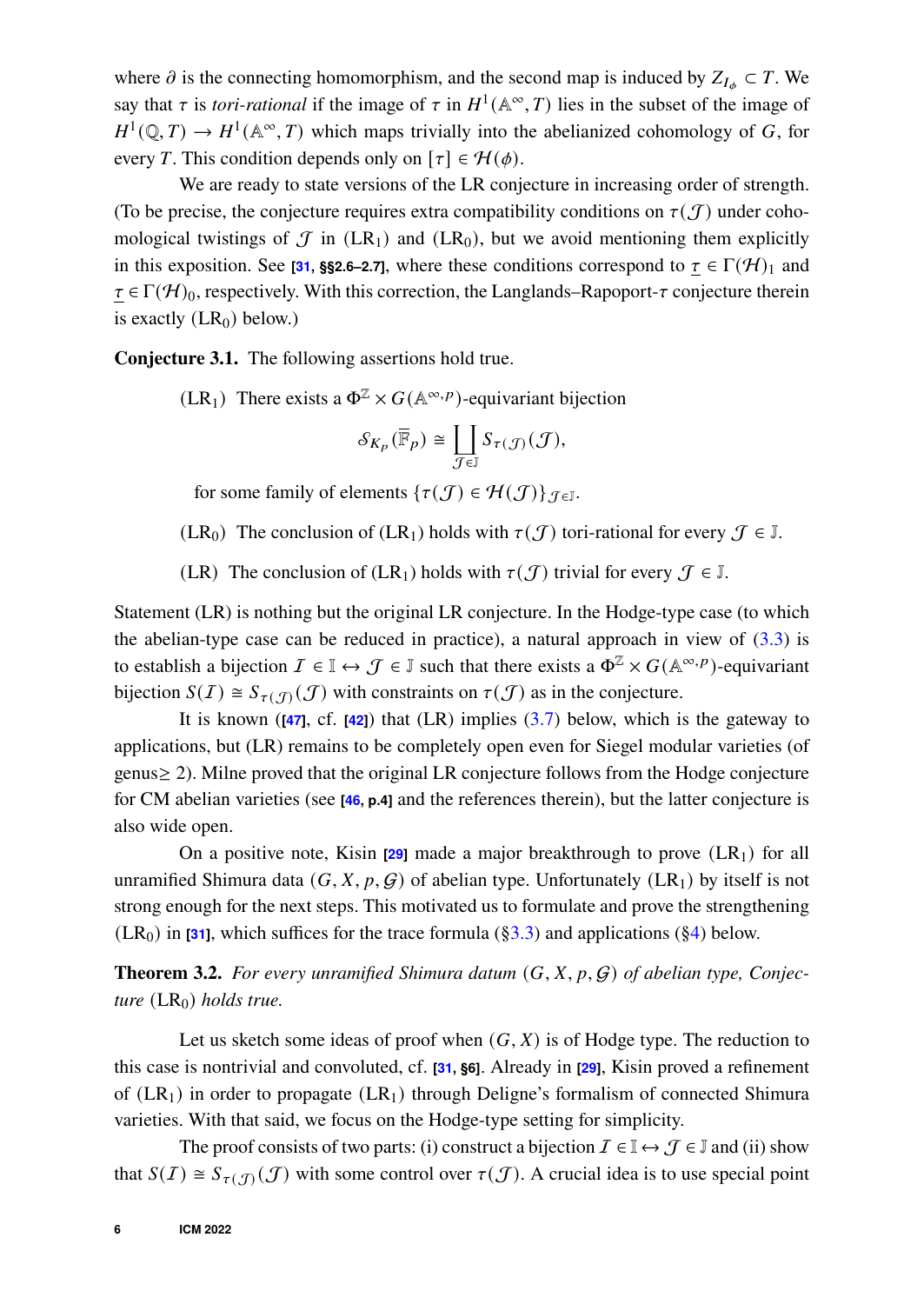where $\partial$ is the connecting homomorphism, and the second map is induced by $Z_{I_\phi} \subset T$. We say that $\tau$ is *tori-rational* if the image of $\tau$ in $H^1(\mathbb{A}^\infty, T)$ lies in the subset of the image of $H^1(\mathbb{Q}, T) \to H^1(\mathbb{A}^\infty, T)$ which maps trivially into the abelianized cohomology of $G$, for every $T$. This condition depends only on $[\tau] \in \mathcal{H}(\phi)$.

We are ready to state versions of the LR conjecture in increasing order of strength. (To be precise, the conjecture requires extra compatibility conditions on $\tau(\mathcal{J})$ under cohomological twistings of $\mathcal{J}$ in ($\mathrm{LR}_1$) and ($\mathrm{LR}_0$), but we avoid mentioning them explicitly in this exposition. See **[31, §§2.6–2.7]**, where these conditions correspond to $\underline{\tau} \in \Gamma(\mathcal{H})_1$ and $\underline{\tau} \in \Gamma(\mathcal{H})_0$, respectively. With this correction, the Langlands–Rapoport-$\tau$ conjecture therein is exactly ($\mathrm{LR}_0$) below.)

**Conjecture 3.1.** The following assertions hold true.

($\mathrm{LR}_1$) There exists a $\Phi^{\mathbb{Z}} \times G(\mathbb{A}^{\infty,p})$-equivariant bijection

$$\mathcal{S}_{K_p}(\overline{\mathbb{F}}_p) \cong \coprod_{\mathcal{J} \in \mathbb{J}} S_{\tau(\mathcal{J})}(\mathcal{J}),$$

for some family of elements $\{\tau(\mathcal{J}) \in \mathcal{H}(\mathcal{J})\}_{\mathcal{J} \in \mathbb{J}}$.

($\mathrm{LR}_0$) The conclusion of ($\mathrm{LR}_1$) holds with $\tau(\mathcal{J})$ tori-rational for every $\mathcal{J} \in \mathbb{J}$.

(LR) The conclusion of ($\mathrm{LR}_1$) holds with $\tau(\mathcal{J})$ trivial for every $\mathcal{J} \in \mathbb{J}$.

Statement (LR) is nothing but the original LR conjecture. In the Hodge-type case (to which the abelian-type case can be reduced in practice), a natural approach in view of (3.3) is to establish a bijection $\mathcal{I} \in \mathbb{I} \leftrightarrow \mathcal{J} \in \mathbb{J}$ such that there exists a $\Phi^{\mathbb{Z}} \times G(\mathbb{A}^{\infty,p})$-equivariant bijection $S(\mathcal{I}) \cong S_{\tau(\mathcal{J})}(\mathcal{J})$ with constraints on $\tau(\mathcal{J})$ as in the conjecture.

It is known (**[47]**, cf. **[42]**) that (LR) implies (3.7) below, which is the gateway to applications, but (LR) remains to be completely open even for Siegel modular varieties (of genus$\geq 2$). Milne proved that the original LR conjecture follows from the Hodge conjecture for CM abelian varieties (see **[46, p.4]** and the references therein), but the latter conjecture is also wide open.

On a positive note, Kisin **[29]** made a major breakthrough to prove ($\mathrm{LR}_1$) for all unramified Shimura data $(G, X, p, \mathcal{G})$ of abelian type. Unfortunately ($\mathrm{LR}_1$) by itself is not strong enough for the next steps. This motivated us to formulate and prove the strengthening ($\mathrm{LR}_0$) in **[31]**, which suffices for the trace formula (§3.3) and applications (§4) below.

**Theorem 3.2.** *For every unramified Shimura datum $(G, X, p, \mathcal{G})$ of abelian type, Conjecture* ($\mathrm{LR}_0$) *holds true.*

Let us sketch some ideas of proof when $(G, X)$ is of Hodge type. The reduction to this case is nontrivial and convoluted, cf. **[31, §6]**. Already in **[29]**, Kisin proved a refinement of ($\mathrm{LR}_1$) in order to propagate ($\mathrm{LR}_1$) through Deligne's formalism of connected Shimura varieties. With that said, we focus on the Hodge-type setting for simplicity.

The proof consists of two parts: (i) construct a bijection $\mathcal{I} \in \mathbb{I} \leftrightarrow \mathcal{J} \in \mathbb{J}$ and (ii) show that $S(\mathcal{I}) \cong S_{\tau(\mathcal{J})}(\mathcal{J})$ with some control over $\tau(\mathcal{J})$. A crucial idea is to use special point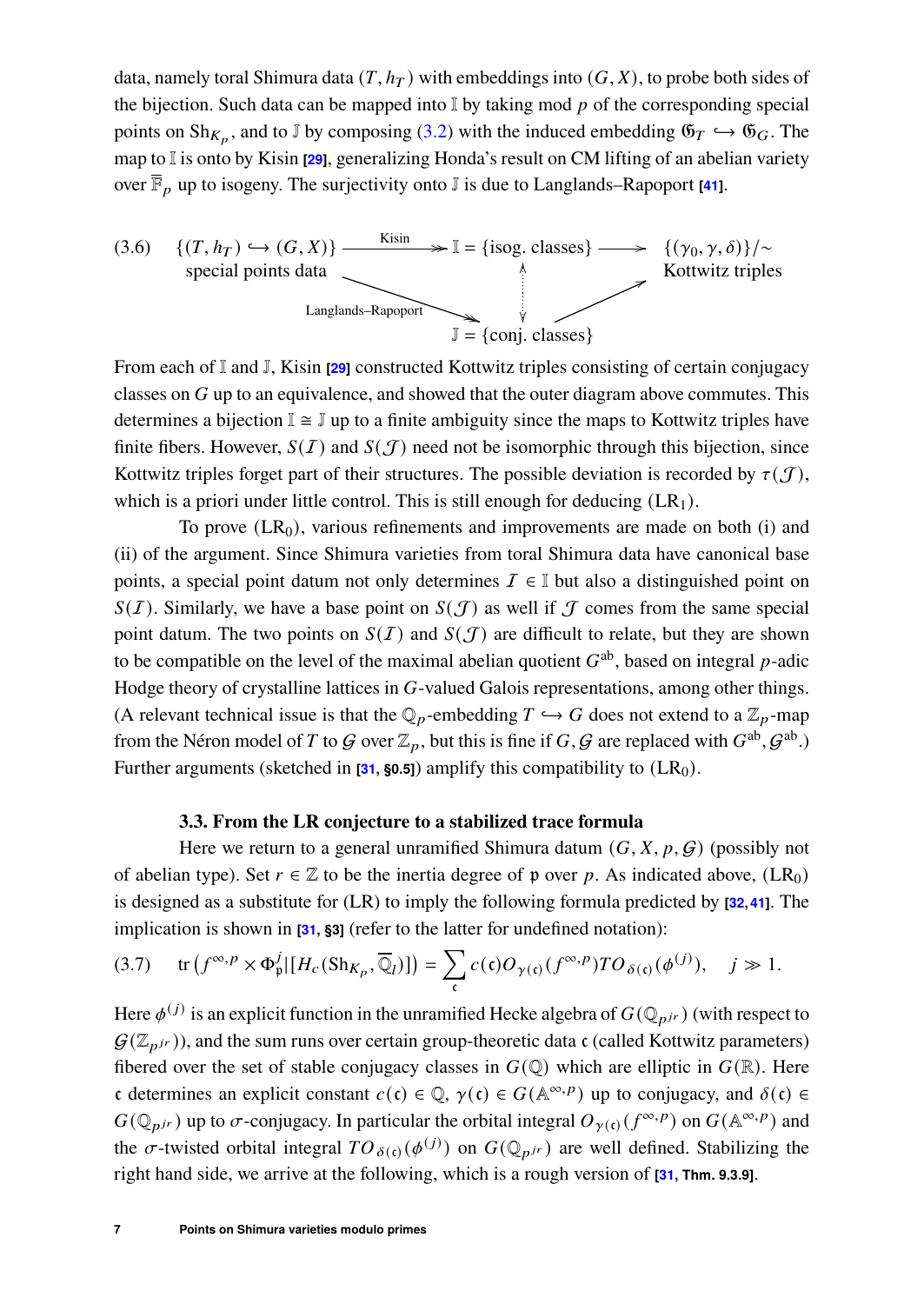data, namely toral Shimura data $(T, h_T)$ with embeddings into $(G, X)$, to probe both sides of the bijection. Such data can be mapped into $\mathbb{I}$ by taking mod $p$ of the corresponding special points on $\mathrm{Sh}_{K_p}$, and to $\mathbb{J}$ by composing (3.2) with the induced embedding $\mathfrak{G}_T \hookrightarrow \mathfrak{G}_G$. The map to $\mathbb{I}$ is onto by Kisin [29], generalizing Honda's result on CM lifting of an abelian variety over $\overline{\mathbb{F}}_p$ up to isogeny. The surjectivity onto $\mathbb{J}$ is due to Langlands–Rapoport [41].

$$
\begin{array}{ccccc}
\{(T, h_T) \hookrightarrow (G, X)\} & \xrightarrow{\text{Kisin}} & \mathbb{I} = \{\text{isog. classes}\} & \longrightarrow & \{(\gamma_0, \gamma, \delta)\}/\sim \\
\text{special points data} & & \updownarrow & & \text{Kottwitz triples} \\
& \searrow^{\text{Langlands–Rapoport}} & \mathbb{J} = \{\text{conj. classes}\} & \nearrow &
\end{array}
\tag{3.6}
$$

From each of $\mathbb{I}$ and $\mathbb{J}$, Kisin [29] constructed Kottwitz triples consisting of certain conjugacy classes on $G$ up to an equivalence, and showed that the outer diagram above commutes. This determines a bijection $\mathbb{I} \cong \mathbb{J}$ up to a finite ambiguity since the maps to Kottwitz triples have finite fibers. However, $S(\mathcal{I})$ and $S(\mathcal{J})$ need not be isomorphic through this bijection, since Kottwitz triples forget part of their structures. The possible deviation is recorded by $\tau(\mathcal{J})$, which is a priori under little control. This is still enough for deducing (LR$_1$).

To prove (LR$_0$), various refinements and improvements are made on both (i) and (ii) of the argument. Since Shimura varieties from toral Shimura data have canonical base points, a special point datum not only determines $\mathcal{I} \in \mathbb{I}$ but also a distinguished point on $S(\mathcal{I})$. Similarly, we have a base point on $S(\mathcal{J})$ as well if $\mathcal{J}$ comes from the same special point datum. The two points on $S(\mathcal{I})$ and $S(\mathcal{J})$ are difficult to relate, but they are shown to be compatible on the level of the maximal abelian quotient $G^{\mathrm{ab}}$, based on integral $p$-adic Hodge theory of crystalline lattices in $G$-valued Galois representations, among other things. (A relevant technical issue is that the $\mathbb{Q}_p$-embedding $T \hookrightarrow G$ does not extend to a $\mathbb{Z}_p$-map from the Néron model of $T$ to $\mathcal{G}$ over $\mathbb{Z}_p$, but this is fine if $G, \mathcal{G}$ are replaced with $G^{\mathrm{ab}}, \mathcal{G}^{\mathrm{ab}}$.) Further arguments (sketched in [31, §0.5]) amplify this compatibility to (LR$_0$).

### 3.3. From the LR conjecture to a stabilized trace formula

Here we return to a general unramified Shimura datum $(G, X, p, \mathcal{G})$ (possibly not of abelian type). Set $r \in \mathbb{Z}$ to be the inertia degree of $\mathfrak{p}$ over $p$. As indicated above, (LR$_0$) is designed as a substitute for (LR) to imply the following formula predicted by [32, 41]. The implication is shown in [31, §3] (refer to the latter for undefined notation):

$$
\operatorname{tr}\left(f^{\infty,p} \times \Phi_{\mathfrak{p}}^j | [H_c(\mathrm{Sh}_{K_p}, \overline{\mathbb{Q}}_l)]\right) = \sum_{\mathfrak{c}} c(\mathfrak{c}) O_{\gamma(\mathfrak{c})}(f^{\infty,p}) TO_{\delta(\mathfrak{c})}(\phi^{(j)}), \quad j \gg 1. \tag{3.7}
$$

Here $\phi^{(j)}$ is an explicit function in the unramified Hecke algebra of $G(\mathbb{Q}_{p^{jr}})$ (with respect to $\mathcal{G}(\mathbb{Z}_{p^{jr}})$), and the sum runs over certain group-theoretic data $\mathfrak{c}$ (called Kottwitz parameters) fibered over the set of stable conjugacy classes in $G(\mathbb{Q})$ which are elliptic in $G(\mathbb{R})$. Here $\mathfrak{c}$ determines an explicit constant $c(\mathfrak{c}) \in \mathbb{Q}$, $\gamma(\mathfrak{c}) \in G(\mathbb{A}^{\infty,p})$ up to conjugacy, and $\delta(\mathfrak{c}) \in G(\mathbb{Q}_{p^{jr}})$ up to $\sigma$-conjugacy. In particular the orbital integral $O_{\gamma(\mathfrak{c})}(f^{\infty,p})$ on $G(\mathbb{A}^{\infty,p})$ and the $\sigma$-twisted orbital integral $TO_{\delta(\mathfrak{c})}(\phi^{(j)})$ on $G(\mathbb{Q}_{p^{jr}})$ are well defined. Stabilizing the right hand side, we arrive at the following, which is a rough version of [31, Thm. 9.3.9].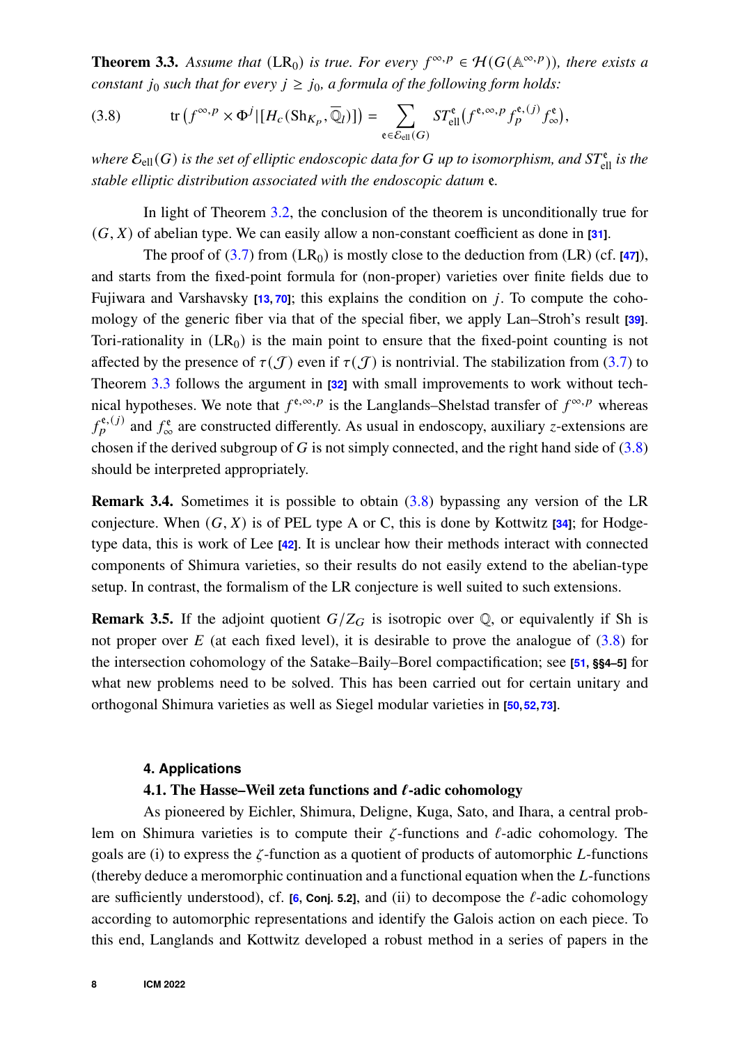**Theorem 3.3.** *Assume that* $(\mathrm{LR}_0)$ *is true. For every* $f^{\infty,p} \in \mathcal{H}(G(\mathbb{A}^{\infty,p}))$*, there exists a constant* $j_0$ *such that for every* $j \geq j_0$*, a formula of the following form holds:*

$$\operatorname{tr}\left(f^{\infty,p} \times \Phi^j \,|\, [H_c(\mathrm{Sh}_{K_p}, \overline{\mathbb{Q}}_l)]\right) = \sum_{\mathfrak{e} \in \mathcal{E}_{\mathrm{ell}}(G)} ST^{\mathfrak{e}}_{\mathrm{ell}}\left(f^{\mathfrak{e},\infty,p} f_p^{\mathfrak{e},(j)} f_\infty^{\mathfrak{e}}\right), \tag{3.8}$$

*where* $\mathcal{E}_{\mathrm{ell}}(G)$ *is the set of elliptic endoscopic data for* $G$ *up to isomorphism, and* $ST^{\mathfrak{e}}_{\mathrm{ell}}$ *is the stable elliptic distribution associated with the endoscopic datum* $\mathfrak{e}$.

In light of Theorem 3.2, the conclusion of the theorem is unconditionally true for $(G, X)$ of abelian type. We can easily allow a non-constant coefficient as done in [31].

The proof of (3.7) from $(\mathrm{LR}_0)$ is mostly close to the deduction from (LR) (cf. [47]), and starts from the fixed-point formula for (non-proper) varieties over finite fields due to Fujiwara and Varshavsky [13, 70]; this explains the condition on $j$. To compute the cohomology of the generic fiber via that of the special fiber, we apply Lan–Stroh's result [39]. Tori-rationality in $(\mathrm{LR}_0)$ is the main point to ensure that the fixed-point counting is not affected by the presence of $\tau(\mathcal{J})$ even if $\tau(\mathcal{J})$ is nontrivial. The stabilization from (3.7) to Theorem 3.3 follows the argument in [32] with small improvements to work without technical hypotheses. We note that $f^{\mathfrak{e},\infty,p}$ is the Langlands–Shelstad transfer of $f^{\infty,p}$ whereas $f_p^{\mathfrak{e},(j)}$ and $f_\infty^{\mathfrak{e}}$ are constructed differently. As usual in endoscopy, auxiliary $z$-extensions are chosen if the derived subgroup of $G$ is not simply connected, and the right hand side of (3.8) should be interpreted appropriately.

**Remark 3.4.** Sometimes it is possible to obtain (3.8) bypassing any version of the LR conjecture. When $(G, X)$ is of PEL type A or C, this is done by Kottwitz [34]; for Hodge-type data, this is work of Lee [42]. It is unclear how their methods interact with connected components of Shimura varieties, so their results do not easily extend to the abelian-type setup. In contrast, the formalism of the LR conjecture is well suited to such extensions.

**Remark 3.5.** If the adjoint quotient $G/Z_G$ is isotropic over $\mathbb{Q}$, or equivalently if Sh is not proper over $E$ (at each fixed level), it is desirable to prove the analogue of (3.8) for the intersection cohomology of the Satake–Baily–Borel compactification; see [51, §§4–5] for what new problems need to be solved. This has been carried out for certain unitary and orthogonal Shimura varieties as well as Siegel modular varieties in [50, 52, 73].

## 4. Applications

### 4.1. The Hasse–Weil zeta functions and $\ell$-adic cohomology

As pioneered by Eichler, Shimura, Deligne, Kuga, Sato, and Ihara, a central problem on Shimura varieties is to compute their $\zeta$-functions and $\ell$-adic cohomology. The goals are (i) to express the $\zeta$-function as a quotient of products of automorphic $L$-functions (thereby deduce a meromorphic continuation and a functional equation when the $L$-functions are sufficiently understood), cf. [6, Conj. 5.2], and (ii) to decompose the $\ell$-adic cohomology according to automorphic representations and identify the Galois action on each piece. To this end, Langlands and Kottwitz developed a robust method in a series of papers in the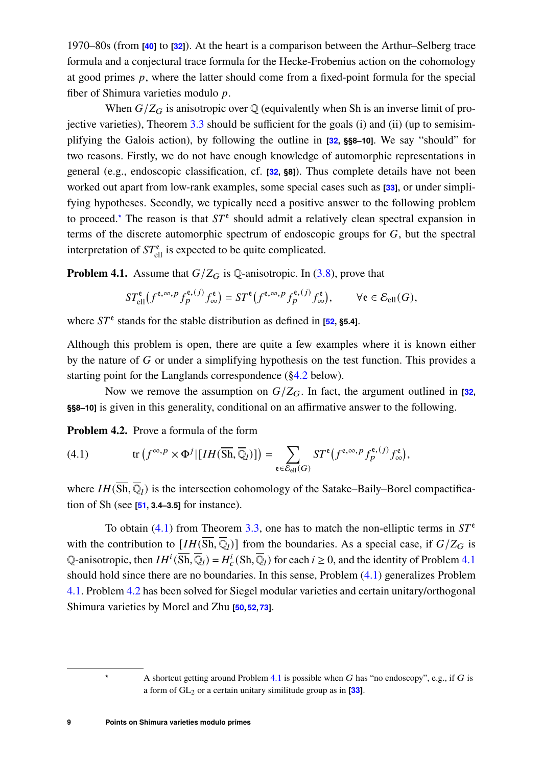1970–80s (from [40] to [32]). At the heart is a comparison between the Arthur–Selberg trace formula and a conjectural trace formula for the Hecke-Frobenius action on the cohomology at good primes $p$, where the latter should come from a fixed-point formula for the special fiber of Shimura varieties modulo $p$.

When $G/Z_G$ is anisotropic over $\mathbb{Q}$ (equivalently when Sh is an inverse limit of projective varieties), Theorem 3.3 should be sufficient for the goals (i) and (ii) (up to semisimplifying the Galois action), by following the outline in [32, §§8–10]. We say "should" for two reasons. Firstly, we do not have enough knowledge of automorphic representations in general (e.g., endoscopic classification, cf. [32, §8]). Thus complete details have not been worked out apart from low-rank examples, some special cases such as [33], or under simplifying hypotheses. Secondly, we typically need a positive answer to the following problem to proceed.* The reason is that $ST^{\mathfrak{e}}$ should admit a relatively clean spectral expansion in terms of the discrete automorphic spectrum of endoscopic groups for $G$, but the spectral interpretation of $ST^{\mathfrak{e}}_{\mathrm{ell}}$ is expected to be quite complicated.

**Problem 4.1.** Assume that $G/Z_G$ is $\mathbb{Q}$-anisotropic. In (3.8), prove that

$$ST^{\mathfrak{e}}_{\mathrm{ell}}\big(f^{\mathfrak{e},\infty,p} f^{\mathfrak{e},(j)}_p f^{\mathfrak{e}}_\infty\big) = ST^{\mathfrak{e}}\big(f^{\mathfrak{e},\infty,p} f^{\mathfrak{e},(j)}_p f^{\mathfrak{e}}_\infty\big), \qquad \forall \mathfrak{e} \in \mathcal{E}_{\mathrm{ell}}(G),$$

where $ST^{\mathfrak{e}}$ stands for the stable distribution as defined in [52, §5.4].

Although this problem is open, there are quite a few examples where it is known either by the nature of $G$ or under a simplifying hypothesis on the test function. This provides a starting point for the Langlands correspondence (§4.2 below).

Now we remove the assumption on $G/Z_G$. In fact, the argument outlined in [32, §§8–10] is given in this generality, conditional on an affirmative answer to the following.

**Problem 4.2.** Prove a formula of the form

$$\mathrm{tr}\left(f^{\infty,p} \times \Phi^j | [IH(\overline{\mathrm{Sh}}, \overline{\mathbb{Q}}_l)]\right) = \sum_{\mathfrak{e}\in\mathcal{E}_{\mathrm{ell}}(G)} ST^{\mathfrak{e}}\big(f^{\mathfrak{e},\infty,p} f^{\mathfrak{e},(j)}_p f^{\mathfrak{e}}_\infty\big), \tag{4.1}$$

where $IH(\overline{\mathrm{Sh}}, \overline{\mathbb{Q}}_l)$ is the intersection cohomology of the Satake–Baily–Borel compactification of Sh (see [51, 3.4–3.5] for instance).

To obtain (4.1) from Theorem 3.3, one has to match the non-elliptic terms in $ST^{\mathfrak{e}}$ with the contribution to $[IH(\overline{\mathrm{Sh}}, \overline{\mathbb{Q}}_l)]$ from the boundaries. As a special case, if $G/Z_G$ is $\mathbb{Q}$-anisotropic, then $IH^i(\overline{\mathrm{Sh}}, \overline{\mathbb{Q}}_l) = H^i_c(\mathrm{Sh}, \overline{\mathbb{Q}}_l)$ for each $i \geq 0$, and the identity of Problem 4.1 should hold since there are no boundaries. In this sense, Problem (4.1) generalizes Problem 4.1. Problem 4.2 has been solved for Siegel modular varieties and certain unitary/orthogonal Shimura varieties by Morel and Zhu [50, 52, 73].

* A shortcut getting around Problem 4.1 is possible when $G$ has "no endoscopy", e.g., if $G$ is a form of $\mathrm{GL}_2$ or a certain unitary similitude group as in [33].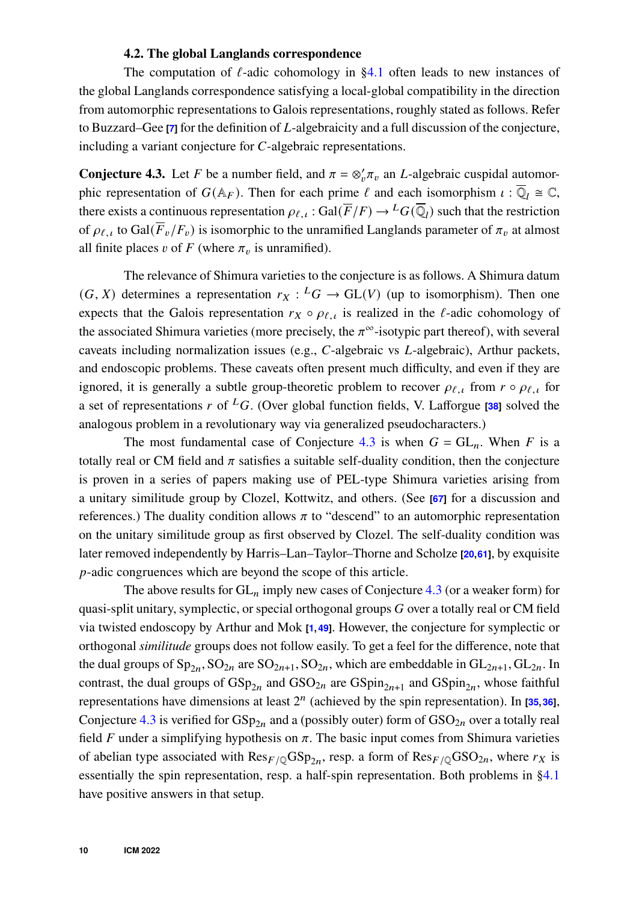### 4.2. The global Langlands correspondence

The computation of $\ell$-adic cohomology in §4.1 often leads to new instances of the global Langlands correspondence satisfying a local-global compatibility in the direction from automorphic representations to Galois representations, roughly stated as follows. Refer to Buzzard–Gee [7] for the definition of $L$-algebraicity and a full discussion of the conjecture, including a variant conjecture for $C$-algebraic representations.

**Conjecture 4.3.** Let $F$ be a number field, and $\pi = \otimes'_v \pi_v$ an $L$-algebraic cuspidal automorphic representation of $G(\mathbb{A}_F)$. Then for each prime $\ell$ and each isomorphism $\iota : \overline{\mathbb{Q}}_l \simeq \mathbb{C}$, there exists a continuous representation $\rho_{\ell,\iota} : \mathrm{Gal}(\overline{F}/F) \to {}^L G(\overline{\mathbb{Q}}_l)$ such that the restriction of $\rho_{\ell,\iota}$ to $\mathrm{Gal}(\overline{F}_v/F_v)$ is isomorphic to the unramified Langlands parameter of $\pi_v$ at almost all finite places $v$ of $F$ (where $\pi_v$ is unramified).

The relevance of Shimura varieties to the conjecture is as follows. A Shimura datum $(G, X)$ determines a representation $r_X : {}^L G \to \mathrm{GL}(V)$ (up to isomorphism). Then one expects that the Galois representation $r_X \circ \rho_{\ell,\iota}$ is realized in the $\ell$-adic cohomology of the associated Shimura varieties (more precisely, the $\pi^\infty$-isotypic part thereof), with several caveats including normalization issues (e.g., $C$-algebraic vs $L$-algebraic), Arthur packets, and endoscopic problems. These caveats often present much difficulty, and even if they are ignored, it is generally a subtle group-theoretic problem to recover $\rho_{\ell,\iota}$ from $r \circ \rho_{\ell,\iota}$ for a set of representations $r$ of ${}^L G$. (Over global function fields, V. Lafforgue [38] solved the analogous problem in a revolutionary way via generalized pseudocharacters.)

The most fundamental case of Conjecture 4.3 is when $G = \mathrm{GL}_n$. When $F$ is a totally real or CM field and $\pi$ satisfies a suitable self-duality condition, then the conjecture is proven in a series of papers making use of PEL-type Shimura varieties arising from a unitary similitude group by Clozel, Kottwitz, and others. (See [67] for a discussion and references.) The duality condition allows $\pi$ to "descend" to an automorphic representation on the unitary similitude group as first observed by Clozel. The self-duality condition was later removed independently by Harris–Lan–Taylor–Thorne and Scholze [20,61], by exquisite $p$-adic congruences which are beyond the scope of this article.

The above results for $\mathrm{GL}_n$ imply new cases of Conjecture 4.3 (or a weaker form) for quasi-split unitary, symplectic, or special orthogonal groups $G$ over a totally real or CM field via twisted endoscopy by Arthur and Mok [1,49]. However, the conjecture for symplectic or orthogonal *similitude* groups does not follow easily. To get a feel for the difference, note that the dual groups of $\mathrm{Sp}_{2n}, \mathrm{SO}_{2n}$ are $\mathrm{SO}_{2n+1}, \mathrm{SO}_{2n}$, which are embeddable in $\mathrm{GL}_{2n+1}, \mathrm{GL}_{2n}$. In contrast, the dual groups of $\mathrm{GSp}_{2n}$ and $\mathrm{GSO}_{2n}$ are $\mathrm{GSpin}_{2n+1}$ and $\mathrm{GSpin}_{2n}$, whose faithful representations have dimensions at least $2^n$ (achieved by the spin representation). In [35,36], Conjecture 4.3 is verified for $\mathrm{GSp}_{2n}$ and a (possibly outer) form of $\mathrm{GSO}_{2n}$ over a totally real field $F$ under a simplifying hypothesis on $\pi$. The basic input comes from Shimura varieties of abelian type associated with $\mathrm{Res}_{F/\mathbb{Q}}\mathrm{GSp}_{2n}$, resp. a form of $\mathrm{Res}_{F/\mathbb{Q}}\mathrm{GSO}_{2n}$, where $r_X$ is essentially the spin representation, resp. a half-spin representation. Both problems in §4.1 have positive answers in that setup.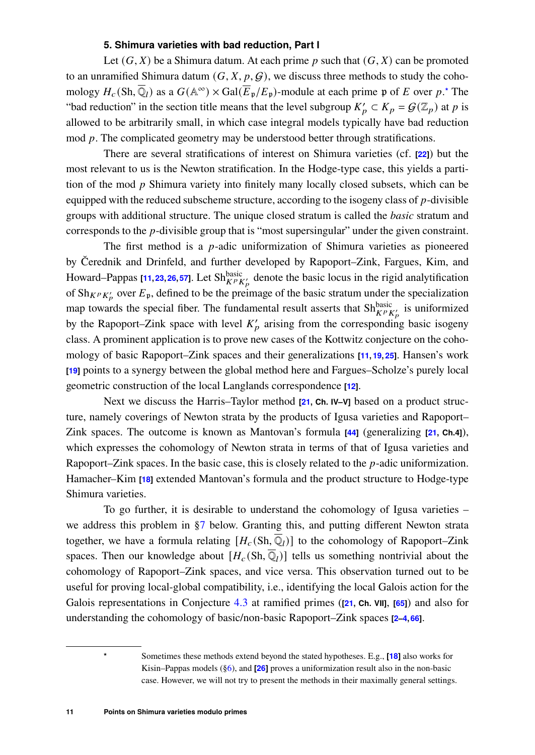### 5. Shimura varieties with bad reduction, Part I

Let $(G, X)$ be a Shimura datum. At each prime $p$ such that $(G, X)$ can be promoted to an unramified Shimura datum $(G, X, p, \mathcal{G})$, we discuss three methods to study the cohomology $H_c(\mathrm{Sh}, \overline{\mathbb{Q}}_l)$ as a $G(\mathbb{A}^\infty) \times \mathrm{Gal}(\overline{E}_\mathfrak{p}/E_\mathfrak{p})$-module at each prime $\mathfrak{p}$ of $E$ over $p$.* The "bad reduction" in the section title means that the level subgroup $K'_p \subset K_p = \mathcal{G}(\mathbb{Z}_p)$ at $p$ is allowed to be arbitrarily small, in which case integral models typically have bad reduction mod $p$. The complicated geometry may be understood better through stratifications.

There are several stratifications of interest on Shimura varieties (cf. [22]) but the most relevant to us is the Newton stratification. In the Hodge-type case, this yields a partition of the mod $p$ Shimura variety into finitely many locally closed subsets, which can be equipped with the reduced subscheme structure, according to the isogeny class of $p$-divisible groups with additional structure. The unique closed stratum is called the *basic* stratum and corresponds to the $p$-divisible group that is "most supersingular" under the given constraint.

The first method is a $p$-adic uniformization of Shimura varieties as pioneered by Čerednik and Drinfeld, and further developed by Rapoport–Zink, Fargues, Kim, and Howard–Pappas [11, 23, 26, 57]. Let $\mathrm{Sh}^{\mathrm{basic}}_{K^pK'_p}$ denote the basic locus in the rigid analytification of $\mathrm{Sh}_{K^pK'_p}$ over $E_\mathfrak{p}$, defined to be the preimage of the basic stratum under the specialization map towards the special fiber. The fundamental result asserts that $\mathrm{Sh}^{\mathrm{basic}}_{K^pK'_p}$ is uniformized by the Rapoport–Zink space with level $K'_p$ arising from the corresponding basic isogeny class. A prominent application is to prove new cases of the Kottwitz conjecture on the cohomology of basic Rapoport–Zink spaces and their generalizations [11, 19, 25]. Hansen's work [19] points to a synergy between the global method here and Fargues–Scholze's purely local geometric construction of the local Langlands correspondence [12].

Next we discuss the Harris–Taylor method [21, Ch. IV–V] based on a product structure, namely coverings of Newton strata by the products of Igusa varieties and Rapoport–Zink spaces. The outcome is known as Mantovan's formula [44] (generalizing [21, Ch.4]), which expresses the cohomology of Newton strata in terms of that of Igusa varieties and Rapoport–Zink spaces. In the basic case, this is closely related to the $p$-adic uniformization. Hamacher–Kim [18] extended Mantovan's formula and the product structure to Hodge-type Shimura varieties.

To go further, it is desirable to understand the cohomology of Igusa varieties – we address this problem in §7 below. Granting this, and putting different Newton strata together, we have a formula relating $[H_c(\mathrm{Sh}, \overline{\mathbb{Q}}_l)]$ to the cohomology of Rapoport–Zink spaces. Then our knowledge about $[H_c(\mathrm{Sh}, \overline{\mathbb{Q}}_l)]$ tells us something nontrivial about the cohomology of Rapoport–Zink spaces, and vice versa. This observation turned out to be useful for proving local-global compatibility, i.e., identifying the local Galois action for the Galois representations in Conjecture 4.3 at ramified primes ([21, Ch. VII], [65]) and also for understanding the cohomology of basic/non-basic Rapoport–Zink spaces [2–4, 66].

---

* Sometimes these methods extend beyond the stated hypotheses. E.g., [18] also works for Kisin–Pappas models (§6), and [26] proves a uniformization result also in the non-basic case. However, we will not try to present the methods in their maximally general settings.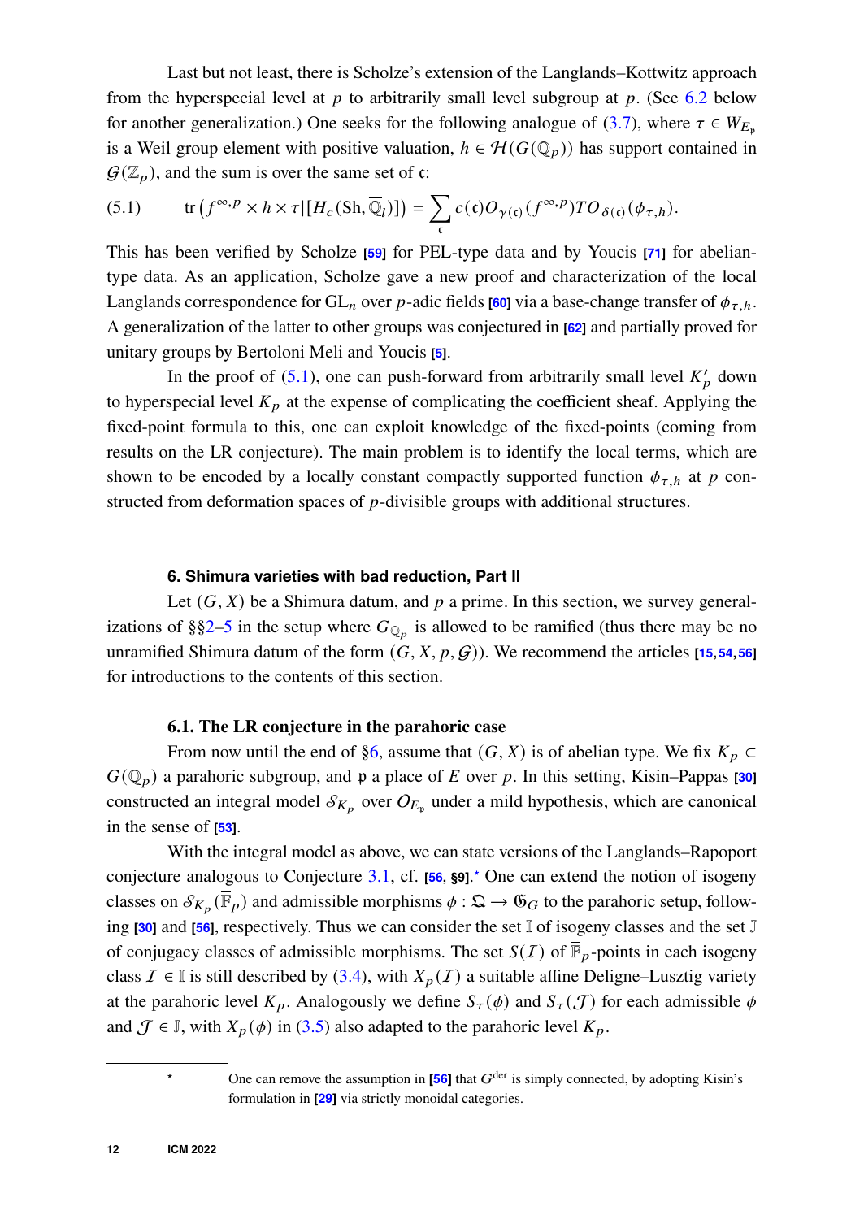Last but not least, there is Scholze's extension of the Langlands–Kottwitz approach from the hyperspecial level at $p$ to arbitrarily small level subgroup at $p$. (See 6.2 below for another generalization.) One seeks for the following analogue of (3.7), where $\tau \in W_{E_\mathfrak{p}}$ is a Weil group element with positive valuation, $h \in \mathcal{H}(G(\mathbb{Q}_p))$ has support contained in $\mathcal{G}(\mathbb{Z}_p)$, and the sum is over the same set of $\mathfrak{c}$:

$$\operatorname{tr}\left(f^{\infty,p} \times h \times \tau | [H_c(\mathrm{Sh}, \overline{\mathbb{Q}}_l)]\right) = \sum_{\mathfrak{c}} c(\mathfrak{c}) O_{\gamma(\mathfrak{c})}(f^{\infty,p}) TO_{\delta(\mathfrak{c})}(\phi_{\tau,h}). \tag{5.1}$$

This has been verified by Scholze [59] for PEL-type data and by Youcis [71] for abelian-type data. As an application, Scholze gave a new proof and characterization of the local Langlands correspondence for $\mathrm{GL}_n$ over $p$-adic fields [60] via a base-change transfer of $\phi_{\tau,h}$. A generalization of the latter to other groups was conjectured in [62] and partially proved for unitary groups by Bertoloni Meli and Youcis [5].

In the proof of (5.1), one can push-forward from arbitrarily small level $K'_p$ down to hyperspecial level $K_p$ at the expense of complicating the coefficient sheaf. Applying the fixed-point formula to this, one can exploit knowledge of the fixed-points (coming from results on the LR conjecture). The main problem is to identify the local terms, which are shown to be encoded by a locally constant compactly supported function $\phi_{\tau,h}$ at $p$ constructed from deformation spaces of $p$-divisible groups with additional structures.

## 6. Shimura varieties with bad reduction, Part II

Let $(G, X)$ be a Shimura datum, and $p$ a prime. In this section, we survey generalizations of §§2–5 in the setup where $G_{\mathbb{Q}_p}$ is allowed to be ramified (thus there may be no unramified Shimura datum of the form $(G, X, p, \mathcal{G})$). We recommend the articles [15,54,56] for introductions to the contents of this section.

### 6.1. The LR conjecture in the parahoric case

From now until the end of §6, assume that $(G, X)$ is of abelian type. We fix $K_p \subset G(\mathbb{Q}_p)$ a parahoric subgroup, and $\mathfrak{p}$ a place of $E$ over $p$. In this setting, Kisin–Pappas [30] constructed an integral model $\mathcal{S}_{K_p}$ over $\mathcal{O}_{E_\mathfrak{p}}$ under a mild hypothesis, which are canonical in the sense of [53].

With the integral model as above, we can state versions of the Langlands–Rapoport conjecture analogous to Conjecture 3.1, cf. [56, §9].* One can extend the notion of isogeny classes on $\mathcal{S}_{K_p}(\overline{\mathbb{F}}_p)$ and admissible morphisms $\phi : \mathfrak{Q} \to \mathfrak{G}_G$ to the parahoric setup, following [30] and [56], respectively. Thus we can consider the set $\mathbb{I}$ of isogeny classes and the set $\mathbb{J}$ of conjugacy classes of admissible morphisms. The set $S(\mathcal{I})$ of $\overline{\mathbb{F}}_p$-points in each isogeny class $\mathcal{I} \in \mathbb{I}$ is still described by (3.4), with $X_p(\mathcal{I})$ a suitable affine Deligne–Lusztig variety at the parahoric level $K_p$. Analogously we define $S_\tau(\phi)$ and $S_\tau(\mathcal{J})$ for each admissible $\phi$ and $\mathcal{J} \in \mathbb{J}$, with $X_p(\phi)$ in (3.5) also adapted to the parahoric level $K_p$.

---

\* One can remove the assumption in [56] that $G^{\mathrm{der}}$ is simply connected, by adopting Kisin's formulation in [29] via strictly monoidal categories.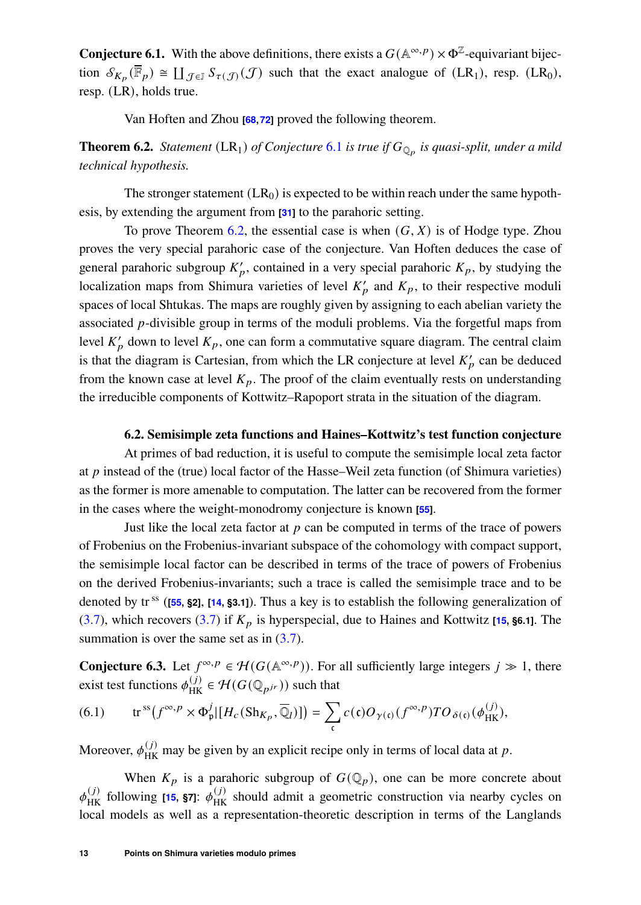**Conjecture 6.1.** With the above definitions, there exists a $G(\mathbb{A}^{\infty,p}) \times \Phi^{\mathbb{Z}}$-equivariant bijection $\mathcal{S}_{K_p}(\overline{\mathbb{F}}_p) \cong \coprod_{\mathcal{J} \in \mathbb{J}} S_{\tau(\mathcal{J})}(\mathcal{J})$ such that the exact analogue of (LR$_1$), resp. (LR$_0$), resp. (LR), holds true.

Van Hoften and Zhou [68, 72] proved the following theorem.

**Theorem 6.2.** *Statement* (LR$_1$) *of Conjecture* 6.1 *is true if* $G_{\mathbb{Q}_p}$ *is quasi-split, under a mild technical hypothesis.*

The stronger statement (LR$_0$) is expected to be within reach under the same hypothesis, by extending the argument from [31] to the parahoric setting.

To prove Theorem 6.2, the essential case is when $(G, X)$ is of Hodge type. Zhou proves the very special parahoric case of the conjecture. Van Hoften deduces the case of general parahoric subgroup $K'_p$, contained in a very special parahoric $K_p$, by studying the localization maps from Shimura varieties of level $K'_p$ and $K_p$, to their respective moduli spaces of local Shtukas. The maps are roughly given by assigning to each abelian variety the associated $p$-divisible group in terms of the moduli problems. Via the forgetful maps from level $K'_p$ down to level $K_p$, one can form a commutative square diagram. The central claim is that the diagram is Cartesian, from which the LR conjecture at level $K'_p$ can be deduced from the known case at level $K_p$. The proof of the claim eventually rests on understanding the irreducible components of Kottwitz–Rapoport strata in the situation of the diagram.

### 6.2. Semisimple zeta functions and Haines–Kottwitz's test function conjecture

At primes of bad reduction, it is useful to compute the semisimple local zeta factor at $p$ instead of the (true) local factor of the Hasse–Weil zeta function (of Shimura varieties) as the former is more amenable to computation. The latter can be recovered from the former in the cases where the weight-monodromy conjecture is known [55].

Just like the local zeta factor at $p$ can be computed in terms of the trace of powers of Frobenius on the Frobenius-invariant subspace of the cohomology with compact support, the semisimple local factor can be described in terms of the trace of powers of Frobenius on the derived Frobenius-invariants; such a trace is called the semisimple trace and to be denoted by $\mathrm{tr}^{\mathrm{ss}}$ ([55, §2], [14, §3.1]). Thus a key is to establish the following generalization of (3.7), which recovers (3.7) if $K_p$ is hyperspecial, due to Haines and Kottwitz [15, §6.1]. The summation is over the same set as in (3.7).

**Conjecture 6.3.** Let $f^{\infty,p} \in \mathcal{H}(G(\mathbb{A}^{\infty,p}))$. For all sufficiently large integers $j \gg 1$, there exist test functions $\phi^{(j)}_{\mathrm{HK}} \in \mathcal{H}(G(\mathbb{Q}_{p^{jr}}))$ such that

$$\mathrm{tr}^{\mathrm{ss}}\big(f^{\infty,p} \times \Phi^j_{\mathfrak{p}} | [H_c(\mathrm{Sh}_{K_p}, \overline{\mathbb{Q}}_l)]\big) = \sum_{\mathfrak{c}} c(\mathfrak{c}) O_{\gamma(\mathfrak{c})}(f^{\infty,p}) TO_{\delta(\mathfrak{c})}(\phi^{(j)}_{\mathrm{HK}}), \tag{6.1}$$

Moreover, $\phi^{(j)}_{\mathrm{HK}}$ may be given by an explicit recipe only in terms of local data at $p$.

When $K_p$ is a parahoric subgroup of $G(\mathbb{Q}_p)$, one can be more concrete about $\phi^{(j)}_{\mathrm{HK}}$ following [15, §7]: $\phi^{(j)}_{\mathrm{HK}}$ should admit a geometric construction via nearby cycles on local models as well as a representation-theoretic description in terms of the Langlands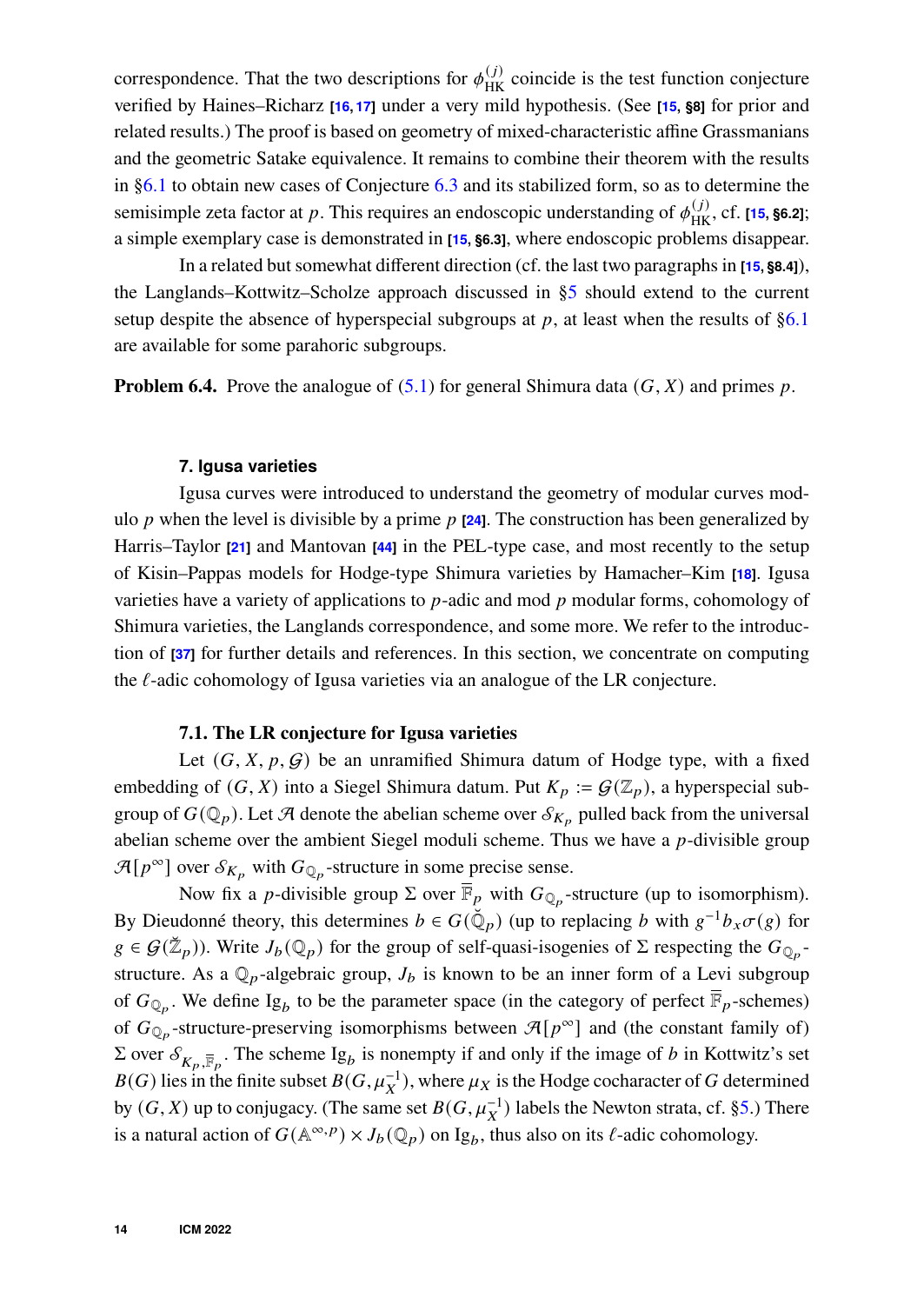correspondence. That the two descriptions for $\phi^{(j)}_{\mathrm{HK}}$ coincide is the test function conjecture verified by Haines–Richarz [16, 17] under a very mild hypothesis. (See [15, §8] for prior and related results.) The proof is based on geometry of mixed-characteristic affine Grassmannians and the geometric Satake equivalence. It remains to combine their theorem with the results in §6.1 to obtain new cases of Conjecture 6.3 and its stabilized form, so as to determine the semisimple zeta factor at $p$. This requires an endoscopic understanding of $\phi^{(j)}_{\mathrm{HK}}$, cf. [15, §6.2]; a simple exemplary case is demonstrated in [15, §6.3], where endoscopic problems disappear.

In a related but somewhat different direction (cf. the last two paragraphs in [15, §8.4]), the Langlands–Kottwitz–Scholze approach discussed in §5 should extend to the current setup despite the absence of hyperspecial subgroups at $p$, at least when the results of §6.1 are available for some parahoric subgroups.

**Problem 6.4.** Prove the analogue of (5.1) for general Shimura data $(G, X)$ and primes $p$.

## 7. Igusa varieties

Igusa curves were introduced to understand the geometry of modular curves modulo $p$ when the level is divisible by a prime $p$ [24]. The construction has been generalized by Harris–Taylor [21] and Mantovan [44] in the PEL-type case, and most recently to the setup of Kisin–Pappas models for Hodge-type Shimura varieties by Hamacher–Kim [18]. Igusa varieties have a variety of applications to $p$-adic and mod $p$ modular forms, cohomology of Shimura varieties, the Langlands correspondence, and some more. We refer to the introduction of [37] for further details and references. In this section, we concentrate on computing the $\ell$-adic cohomology of Igusa varieties via an analogue of the LR conjecture.

### 7.1. The LR conjecture for Igusa varieties

Let $(G, X, p, \mathcal{G})$ be an unramified Shimura datum of Hodge type, with a fixed embedding of $(G, X)$ into a Siegel Shimura datum. Put $K_p := \mathcal{G}(\mathbb{Z}_p)$, a hyperspecial subgroup of $G(\mathbb{Q}_p)$. Let $\mathcal{A}$ denote the abelian scheme over $\mathcal{S}_{K_p}$ pulled back from the universal abelian scheme over the ambient Siegel moduli scheme. Thus we have a $p$-divisible group $\mathcal{A}[p^\infty]$ over $\mathcal{S}_{K_p}$ with $G_{\mathbb{Q}_p}$-structure in some precise sense.

Now fix a $p$-divisible group $\Sigma$ over $\overline{\mathbb{F}}_p$ with $G_{\mathbb{Q}_p}$-structure (up to isomorphism). By Dieudonné theory, this determines $b \in G(\breve{\mathbb{Q}}_p)$ (up to replacing $b$ with $g^{-1}b_x\sigma(g)$ for $g \in \mathcal{G}(\breve{\mathbb{Z}}_p)$). Write $J_b(\mathbb{Q}_p)$ for the group of self-quasi-isogenies of $\Sigma$ respecting the $G_{\mathbb{Q}_p}$-structure. As a $\mathbb{Q}_p$-algebraic group, $J_b$ is known to be an inner form of a Levi subgroup of $G_{\mathbb{Q}_p}$. We define $\mathrm{Ig}_b$ to be the parameter space (in the category of perfect $\overline{\mathbb{F}}_p$-schemes) of $G_{\mathbb{Q}_p}$-structure-preserving isomorphisms between $\mathcal{A}[p^\infty]$ and (the constant family of) $\Sigma$ over $\mathcal{S}_{K_p,\overline{\mathbb{F}}_p}$. The scheme $\mathrm{Ig}_b$ is nonempty if and only if the image of $b$ in Kottwitz's set $B(G)$ lies in the finite subset $B(G, \mu_X^{-1})$, where $\mu_X$ is the Hodge cocharacter of $G$ determined by $(G, X)$ up to conjugacy. (The same set $B(G, \mu_X^{-1})$ labels the Newton strata, cf. §5.) There is a natural action of $G(\mathbb{A}^{\infty,p}) \times J_b(\mathbb{Q}_p)$ on $\mathrm{Ig}_b$, thus also on its $\ell$-adic cohomology.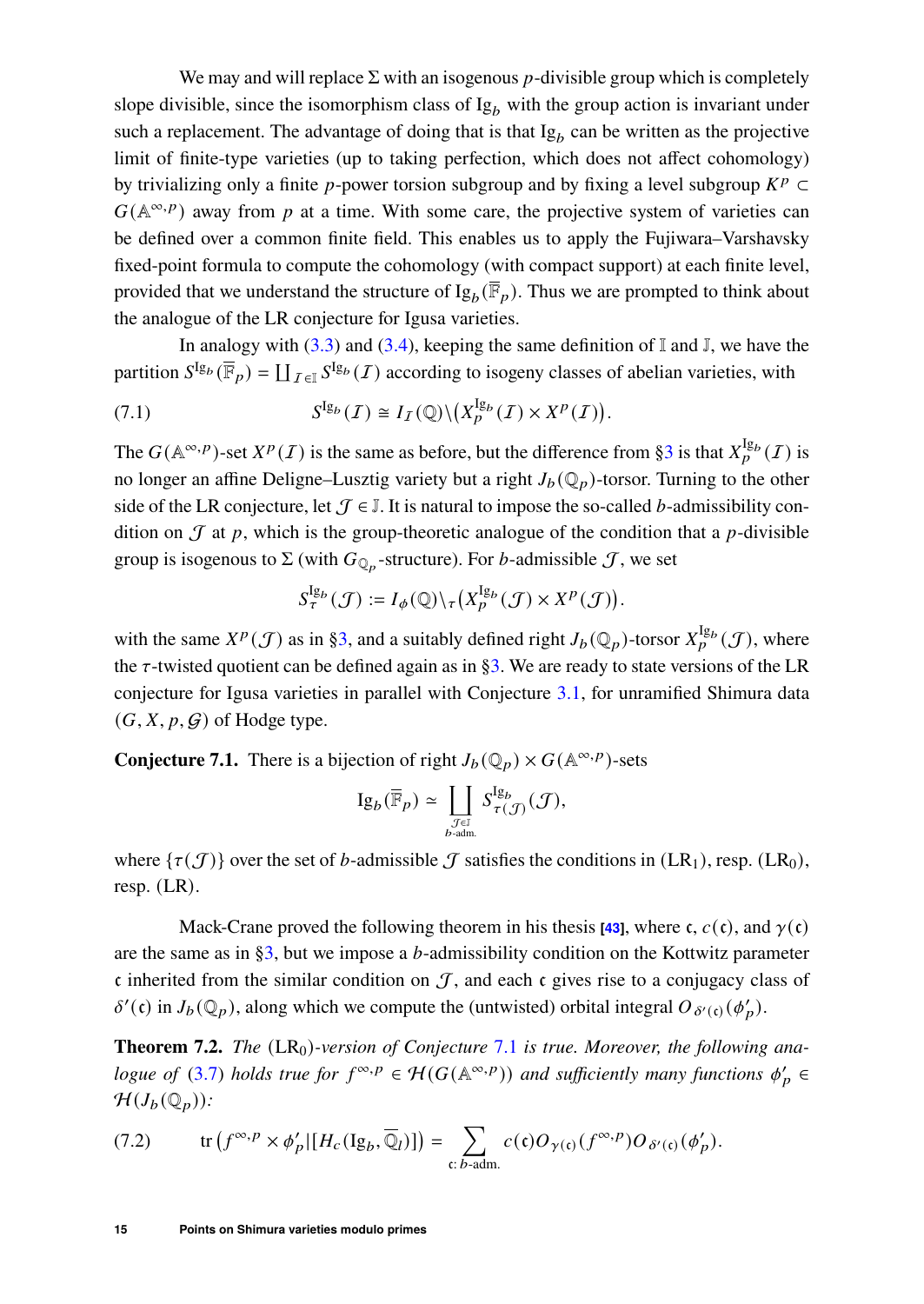We may and will replace $\Sigma$ with an isogenous $p$-divisible group which is completely slope divisible, since the isomorphism class of $\mathrm{Ig}_b$ with the group action is invariant under such a replacement. The advantage of doing that is that $\mathrm{Ig}_b$ can be written as the projective limit of finite-type varieties (up to taking perfection, which does not affect cohomology) by trivializing only a finite $p$-power torsion subgroup and by fixing a level subgroup $K^p \subset G(\mathbb{A}^{\infty,p})$ away from $p$ at a time. With some care, the projective system of varieties can be defined over a common finite field. This enables us to apply the Fujiwara–Varshavsky fixed-point formula to compute the cohomology (with compact support) at each finite level, provided that we understand the structure of $\mathrm{Ig}_b(\overline{\mathbb{F}}_p)$. Thus we are prompted to think about the analogue of the LR conjecture for Igusa varieties.

In analogy with (3.3) and (3.4), keeping the same definition of $\mathbb{I}$ and $\mathbb{J}$, we have the partition $S^{\mathrm{Ig}_b}(\overline{\mathbb{F}}_p) = \coprod_{\mathcal{I} \in \mathbb{I}} S^{\mathrm{Ig}_b}(\mathcal{I})$ according to isogeny classes of abelian varieties, with

$$S^{\mathrm{Ig}_b}(\mathcal{I}) \cong I_{\mathcal{I}}(\mathbb{Q}) \backslash \big( X_p^{\mathrm{Ig}_b}(\mathcal{I}) \times X^p(\mathcal{I}) \big). \tag{7.1}$$

The $G(\mathbb{A}^{\infty,p})$-set $X^p(\mathcal{I})$ is the same as before, but the difference from §3 is that $X_p^{\mathrm{Ig}_b}(\mathcal{I})$ is no longer an affine Deligne–Lusztig variety but a right $J_b(\mathbb{Q}_p)$-torsor. Turning to the other side of the LR conjecture, let $\mathcal{J} \in \mathbb{J}$. It is natural to impose the so-called $b$-admissibility condition on $\mathcal{J}$ at $p$, which is the group-theoretic analogue of the condition that a $p$-divisible group is isogenous to $\Sigma$ (with $G_{\mathbb{Q}_p}$-structure). For $b$-admissible $\mathcal{J}$, we set

$$S_\tau^{\mathrm{Ig}_b}(\mathcal{J}) := I_\phi(\mathbb{Q}) \backslash_\tau \big( X_p^{\mathrm{Ig}_b}(\mathcal{J}) \times X^p(\mathcal{J}) \big).$$

with the same $X^p(\mathcal{J})$ as in §3, and a suitably defined right $J_b(\mathbb{Q}_p)$-torsor $X_p^{\mathrm{Ig}_b}(\mathcal{J})$, where the $\tau$-twisted quotient can be defined again as in §3. We are ready to state versions of the LR conjecture for Igusa varieties in parallel with Conjecture 3.1, for unramified Shimura data $(G, X, p, \mathcal{G})$ of Hodge type.

**Conjecture 7.1.** There is a bijection of right $J_b(\mathbb{Q}_p) \times G(\mathbb{A}^{\infty,p})$-sets

$$\mathrm{Ig}_b(\overline{\mathbb{F}}_p) \simeq \coprod_{\substack{\mathcal{J} \in \mathbb{J} \\ b\text{-adm.}}} S^{\mathrm{Ig}_b}_{\tau(\mathcal{J})}(\mathcal{J}),$$

where $\{\tau(\mathcal{J})\}$ over the set of $b$-admissible $\mathcal{J}$ satisfies the conditions in ($\mathrm{LR}_1$), resp. ($\mathrm{LR}_0$), resp. (LR).

Mack-Crane proved the following theorem in his thesis [43], where $\mathfrak{c}$, $c(\mathfrak{c})$, and $\gamma(\mathfrak{c})$ are the same as in §3, but we impose a $b$-admissibility condition on the Kottwitz parameter $\mathfrak{c}$ inherited from the similar condition on $\mathcal{J}$, and each $\mathfrak{c}$ gives rise to a conjugacy class of $\delta'(\mathfrak{c})$ in $J_b(\mathbb{Q}_p)$, along which we compute the (untwisted) orbital integral $O_{\delta'(\mathfrak{c})}(\phi'_p)$.

**Theorem 7.2.** *The* ($\mathrm{LR}_0$)*-version of Conjecture 7.1 is true. Moreover, the following analogue of (3.7) holds true for $f^{\infty,p} \in \mathcal{H}(G(\mathbb{A}^{\infty,p}))$ and sufficiently many functions $\phi'_p \in \mathcal{H}(J_b(\mathbb{Q}_p))$:*

$$\mathrm{tr}\left(f^{\infty,p} \times \phi'_p | [H_c(\mathrm{Ig}_b, \overline{\mathbb{Q}}_l)]\right) = \sum_{\mathfrak{c}:\, b\text{-adm.}} c(\mathfrak{c}) O_{\gamma(\mathfrak{c})}(f^{\infty,p}) O_{\delta'(\mathfrak{c})}(\phi'_p). \tag{7.2}$$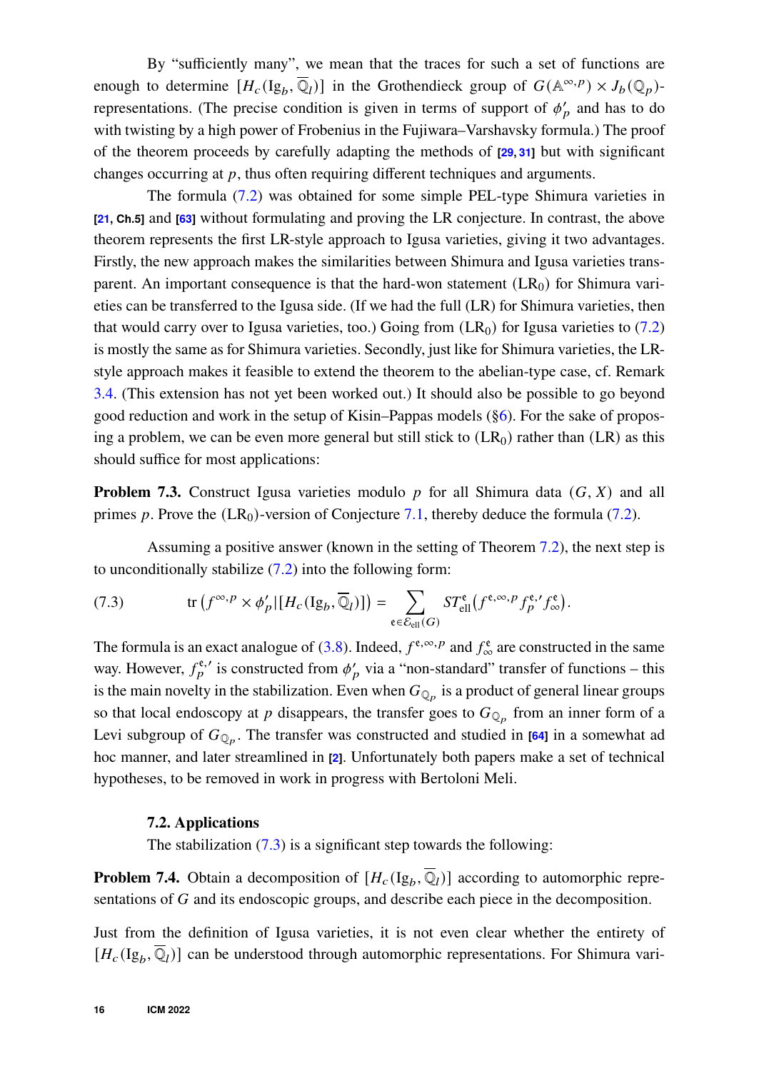By “sufficiently many”, we mean that the traces for such a set of functions are enough to determine $[H_c(\mathrm{Ig}_b, \overline{\mathbb{Q}}_l)]$ in the Grothendieck group of $G(\mathbb{A}^{\infty,p}) \times J_b(\mathbb{Q}_p)$-representations. (The precise condition is given in terms of support of $\phi'_p$ and has to do with twisting by a high power of Frobenius in the Fujiwara–Varshavsky formula.) The proof of the theorem proceeds by carefully adapting the methods of [29, 31] but with significant changes occurring at $p$, thus often requiring different techniques and arguments.

The formula (7.2) was obtained for some simple PEL-type Shimura varieties in [21, Ch.5] and [63] without formulating and proving the LR conjecture. In contrast, the above theorem represents the first LR-style approach to Igusa varieties, giving it two advantages. Firstly, the new approach makes the similarities between Shimura and Igusa varieties transparent. An important consequence is that the hard-won statement ($\mathrm{LR}_0$) for Shimura varieties can be transferred to the Igusa side. (If we had the full (LR) for Shimura varieties, then that would carry over to Igusa varieties, too.) Going from ($\mathrm{LR}_0$) for Igusa varieties to (7.2) is mostly the same as for Shimura varieties. Secondly, just like for Shimura varieties, the LR-style approach makes it feasible to extend the theorem to the abelian-type case, cf. Remark 3.4. (This extension has not yet been worked out.) It should also be possible to go beyond good reduction and work in the setup of Kisin–Pappas models (§6). For the sake of proposing a problem, we can be even more general but still stick to ($\mathrm{LR}_0$) rather than (LR) as this should suffice for most applications:

**Problem 7.3.** Construct Igusa varieties modulo $p$ for all Shimura data $(G, X)$ and all primes $p$. Prove the ($\mathrm{LR}_0$)-version of Conjecture 7.1, thereby deduce the formula (7.2).

Assuming a positive answer (known in the setting of Theorem 7.2), the next step is to unconditionally stabilize (7.2) into the following form:

$$\mathrm{tr}\left(f^{\infty,p} \times \phi'_p | [H_c(\mathrm{Ig}_b, \overline{\mathbb{Q}}_l)]\right) = \sum_{\mathfrak{e} \in \mathcal{E}_{\mathrm{ell}}(G)} ST^{\mathfrak{e}}_{\mathrm{ell}}\left(f^{\mathfrak{e},\infty,p} f^{\mathfrak{e},\prime}_p f^{\mathfrak{e}}_\infty\right). \tag{7.3}$$

The formula is an exact analogue of (3.8). Indeed, $f^{\mathfrak{e},\infty,p}$ and $f^{\mathfrak{e}}_\infty$ are constructed in the same way. However, $f^{\mathfrak{e},\prime}_p$ is constructed from $\phi'_p$ via a “non-standard” transfer of functions – this is the main novelty in the stabilization. Even when $G_{\mathbb{Q}_p}$ is a product of general linear groups so that local endoscopy at $p$ disappears, the transfer goes to $G_{\mathbb{Q}_p}$ from an inner form of a Levi subgroup of $G_{\mathbb{Q}_p}$. The transfer was constructed and studied in [64] in a somewhat ad hoc manner, and later streamlined in [2]. Unfortunately both papers make a set of technical hypotheses, to be removed in work in progress with Bertoloni Meli.

### 7.2. Applications

The stabilization (7.3) is a significant step towards the following:

**Problem 7.4.** Obtain a decomposition of $[H_c(\mathrm{Ig}_b, \overline{\mathbb{Q}}_l)]$ according to automorphic representations of $G$ and its endoscopic groups, and describe each piece in the decomposition.

Just from the definition of Igusa varieties, it is not even clear whether the entirety of $[H_c(\mathrm{Ig}_b, \overline{\mathbb{Q}}_l)]$ can be understood through automorphic representations. For Shimura vari-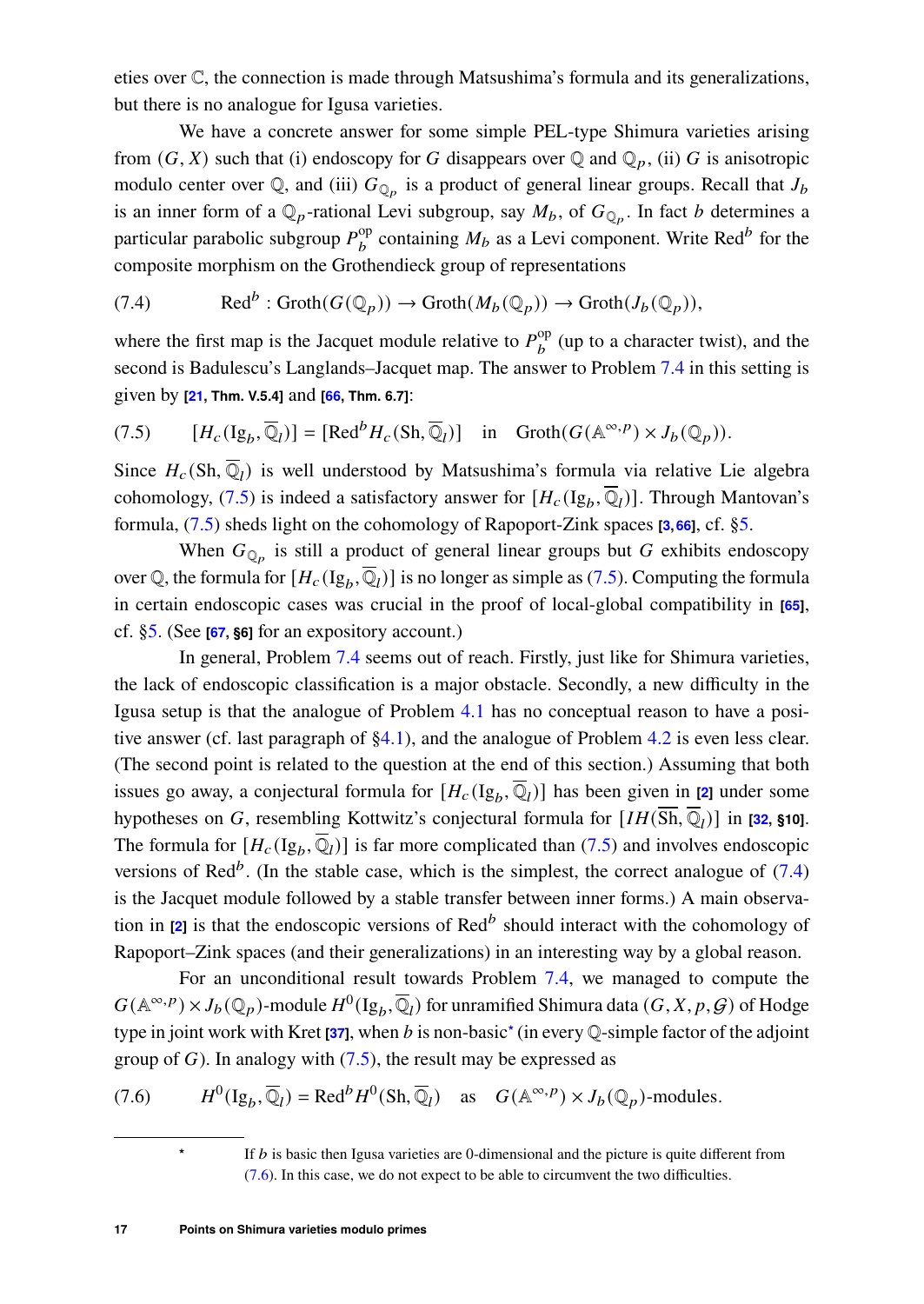eties over $\mathbb{C}$, the connection is made through Matsushima's formula and its generalizations, but there is no analogue for Igusa varieties.

We have a concrete answer for some simple PEL-type Shimura varieties arising from $(G,X)$ such that (i) endoscopy for $G$ disappears over $\mathbb{Q}$ and $\mathbb{Q}_p$, (ii) $G$ is anisotropic modulo center over $\mathbb{Q}$, and (iii) $G_{\mathbb{Q}_p}$ is a product of general linear groups. Recall that $J_b$ is an inner form of a $\mathbb{Q}_p$-rational Levi subgroup, say $M_b$, of $G_{\mathbb{Q}_p}$. In fact $b$ determines a particular parabolic subgroup $P_b^{\mathrm{op}}$ containing $M_b$ as a Levi component. Write $\mathrm{Red}^b$ for the composite morphism on the Grothendieck group of representations

$$\text{(7.4)} \qquad \mathrm{Red}^b : \mathrm{Groth}(G(\mathbb{Q}_p)) \to \mathrm{Groth}(M_b(\mathbb{Q}_p)) \to \mathrm{Groth}(J_b(\mathbb{Q}_p)),$$

where the first map is the Jacquet module relative to $P_b^{\mathrm{op}}$ (up to a character twist), and the second is Badulescu's Langlands–Jacquet map. The answer to Problem 7.4 in this setting is given by [21, Thm. V.5.4] and [66, Thm. 6.7]:

$$\text{(7.5)} \qquad [H_c(\mathrm{Ig}_b, \overline{\mathbb{Q}}_l)] = [\mathrm{Red}^b H_c(\mathrm{Sh}, \overline{\mathbb{Q}}_l)] \quad \text{in} \quad \mathrm{Groth}(G(\mathbb{A}^{\infty,p}) \times J_b(\mathbb{Q}_p)).$$

Since $H_c(\mathrm{Sh}, \overline{\mathbb{Q}}_l)$ is well understood by Matsushima's formula via relative Lie algebra cohomology, (7.5) is indeed a satisfactory answer for $[H_c(\mathrm{Ig}_b, \overline{\mathbb{Q}}_l)]$. Through Mantovan's formula, (7.5) sheds light on the cohomology of Rapoport-Zink spaces [3, 66], cf. §5.

When $G_{\mathbb{Q}_p}$ is still a product of general linear groups but $G$ exhibits endoscopy over $\mathbb{Q}$, the formula for $[H_c(\mathrm{Ig}_b, \overline{\mathbb{Q}}_l)]$ is no longer as simple as (7.5). Computing the formula in certain endoscopic cases was crucial in the proof of local-global compatibility in [65], cf. §5. (See [67, §6] for an expository account.)

In general, Problem 7.4 seems out of reach. Firstly, just like for Shimura varieties, the lack of endoscopic classification is a major obstacle. Secondly, a new difficulty in the Igusa setup is that the analogue of Problem 4.1 has no conceptual reason to have a positive answer (cf. last paragraph of §4.1), and the analogue of Problem 4.2 is even less clear. (The second point is related to the question at the end of this section.) Assuming that both issues go away, a conjectural formula for $[H_c(\mathrm{Ig}_b, \overline{\mathbb{Q}}_l)]$ has been given in [2] under some hypotheses on $G$, resembling Kottwitz's conjectural formula for $[IH(\overline{\mathrm{Sh}}, \overline{\mathbb{Q}}_l)]$ in [32, §10]. The formula for $[H_c(\mathrm{Ig}_b, \overline{\mathbb{Q}}_l)]$ is far more complicated than (7.5) and involves endoscopic versions of $\mathrm{Red}^b$. (In the stable case, which is the simplest, the correct analogue of (7.4) is the Jacquet module followed by a stable transfer between inner forms.) A main observation in [2] is that the endoscopic versions of $\mathrm{Red}^b$ should interact with the cohomology of Rapoport–Zink spaces (and their generalizations) in an interesting way by a global reason.

For an unconditional result towards Problem 7.4, we managed to compute the $G(\mathbb{A}^{\infty,p}) \times J_b(\mathbb{Q}_p)$-module $H^0(\mathrm{Ig}_b, \overline{\mathbb{Q}}_l)$ for unramified Shimura data $(G, X, p, \mathcal{G})$ of Hodge type in joint work with Kret [37], when $b$ is non-basic* (in every $\mathbb{Q}$-simple factor of the adjoint group of $G$). In analogy with (7.5), the result may be expressed as

$$\text{(7.6)} \qquad H^0(\mathrm{Ig}_b, \overline{\mathbb{Q}}_l) = \mathrm{Red}^b H^0(\mathrm{Sh}, \overline{\mathbb{Q}}_l) \quad \text{as} \quad G(\mathbb{A}^{\infty,p}) \times J_b(\mathbb{Q}_p)\text{-modules.}$$

* If $b$ is basic then Igusa varieties are 0-dimensional and the picture is quite different from (7.6). In this case, we do not expect to be able to circumvent the two difficulties.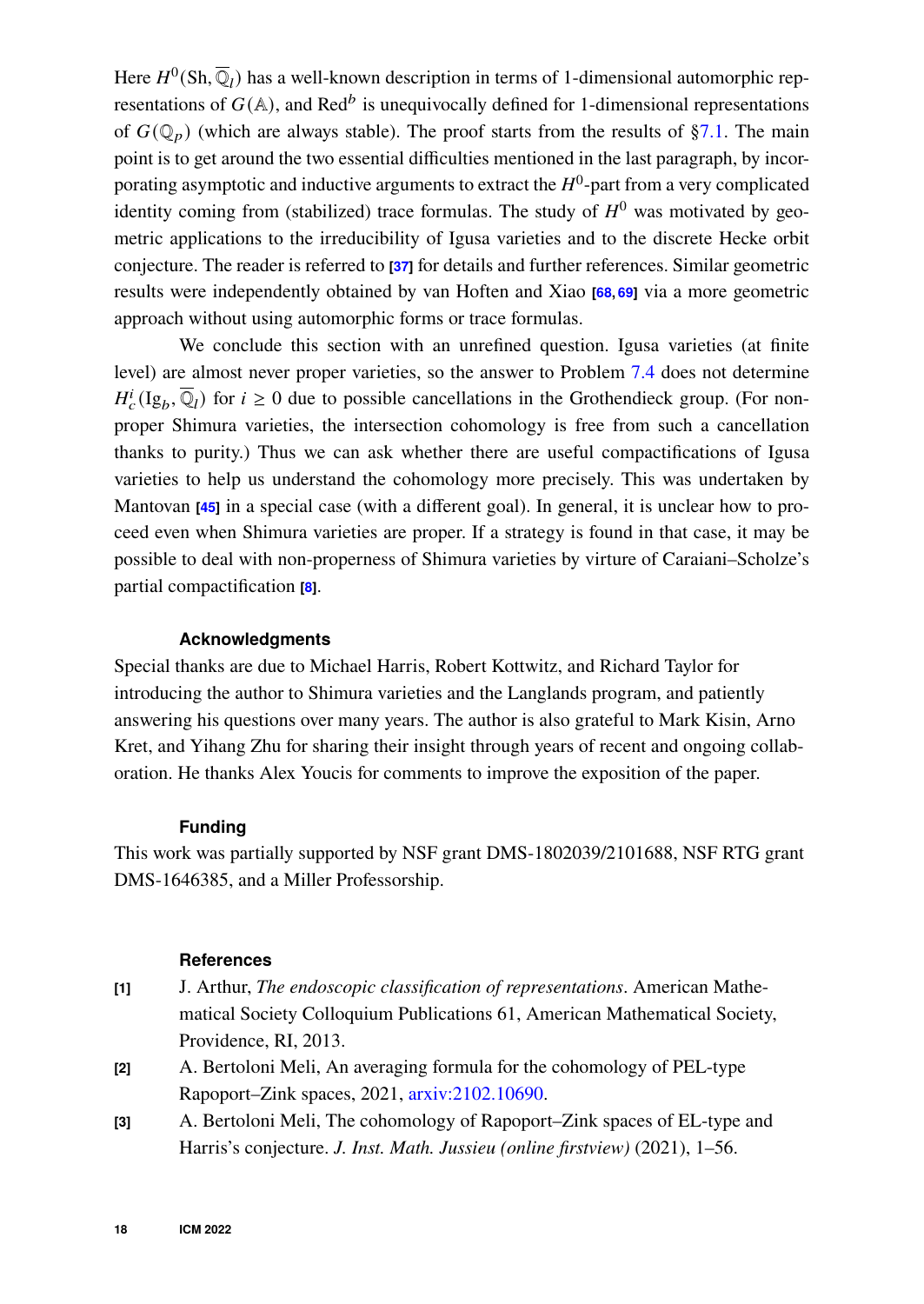Here $H^0(\mathrm{Sh}, \overline{\mathbb{Q}}_l)$ has a well-known description in terms of 1-dimensional automorphic representations of $G(\mathbb{A})$, and $\mathrm{Red}^b$ is unequivocally defined for 1-dimensional representations of $G(\mathbb{Q}_p)$ (which are always stable). The proof starts from the results of §7.1. The main point is to get around the two essential difficulties mentioned in the last paragraph, by incorporating asymptotic and inductive arguments to extract the $H^0$-part from a very complicated identity coming from (stabilized) trace formulas. The study of $H^0$ was motivated by geometric applications to the irreducibility of Igusa varieties and to the discrete Hecke orbit conjecture. The reader is referred to [37] for details and further references. Similar geometric results were independently obtained by van Hoften and Xiao [68, 69] via a more geometric approach without using automorphic forms or trace formulas.

We conclude this section with an unrefined question. Igusa varieties (at finite level) are almost never proper varieties, so the answer to Problem 7.4 does not determine $H^i_c(\mathrm{Ig}_b, \overline{\mathbb{Q}}_l)$ for $i \geq 0$ due to possible cancellations in the Grothendieck group. (For non-proper Shimura varieties, the intersection cohomology is free from such a cancellation thanks to purity.) Thus we can ask whether there are useful compactifications of Igusa varieties to help us understand the cohomology more precisely. This was undertaken by Mantovan [45] in a special case (with a different goal). In general, it is unclear how to proceed even when Shimura varieties are proper. If a strategy is found in that case, it may be possible to deal with non-properness of Shimura varieties by virture of Caraiani–Scholze's partial compactification [8].

### Acknowledgments

Special thanks are due to Michael Harris, Robert Kottwitz, and Richard Taylor for introducing the author to Shimura varieties and the Langlands program, and patiently answering his questions over many years. The author is also grateful to Mark Kisin, Arno Kret, and Yihang Zhu for sharing their insight through years of recent and ongoing collaboration. He thanks Alex Youcis for comments to improve the exposition of the paper.

### Funding

This work was partially supported by NSF grant DMS-1802039/2101688, NSF RTG grant DMS-1646385, and a Miller Professorship.

### References

- **[1]** J. Arthur, *The endoscopic classification of representations*. American Mathematical Society Colloquium Publications 61, American Mathematical Society, Providence, RI, 2013.
- **[2]** A. Bertoloni Meli, An averaging formula for the cohomology of PEL-type Rapoport–Zink spaces, 2021, arxiv:2102.10690.
- **[3]** A. Bertoloni Meli, The cohomology of Rapoport–Zink spaces of EL-type and Harris's conjecture. *J. Inst. Math. Jussieu (online firstview)* (2021), 1–56.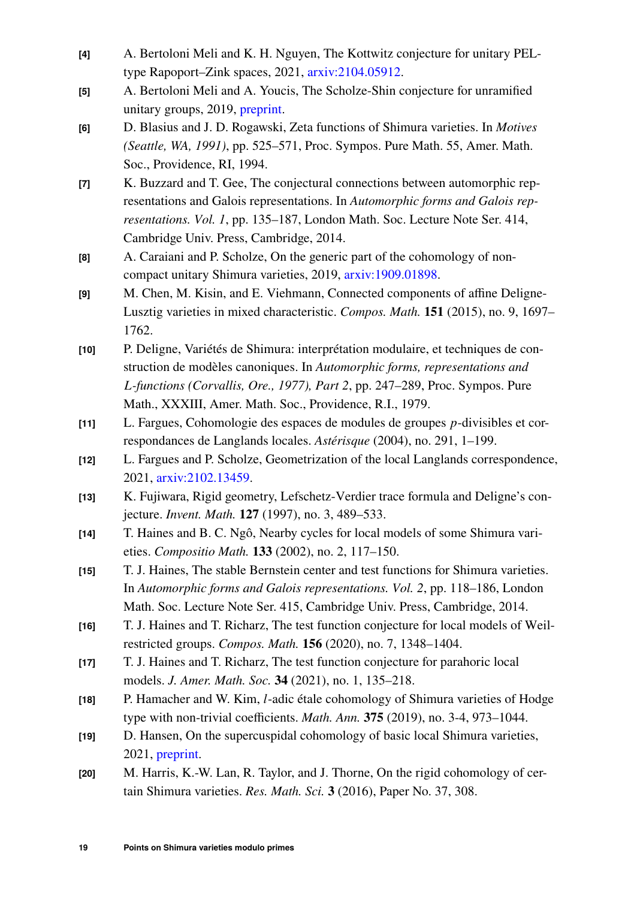[4] A. Bertoloni Meli and K. H. Nguyen, The Kottwitz conjecture for unitary PEL-type Rapoport–Zink spaces, 2021, arxiv:2104.05912.

[5] A. Bertoloni Meli and A. Youcis, The Scholze-Shin conjecture for unramified unitary groups, 2019, preprint.

[6] D. Blasius and J. D. Rogawski, Zeta functions of Shimura varieties. In *Motives (Seattle, WA, 1991)*, pp. 525–571, Proc. Sympos. Pure Math. 55, Amer. Math. Soc., Providence, RI, 1994.

[7] K. Buzzard and T. Gee, The conjectural connections between automorphic representations and Galois representations. In *Automorphic forms and Galois representations. Vol. 1*, pp. 135–187, London Math. Soc. Lecture Note Ser. 414, Cambridge Univ. Press, Cambridge, 2014.

[8] A. Caraiani and P. Scholze, On the generic part of the cohomology of non-compact unitary Shimura varieties, 2019, arxiv:1909.01898.

[9] M. Chen, M. Kisin, and E. Viehmann, Connected components of affine Deligne-Lusztig varieties in mixed characteristic. *Compos. Math.* **151** (2015), no. 9, 1697–1762.

[10] P. Deligne, Variétés de Shimura: interprétation modulaire, et techniques de construction de modèles canoniques. In *Automorphic forms, representations and L-functions (Corvallis, Ore., 1977), Part 2*, pp. 247–289, Proc. Sympos. Pure Math., XXXIII, Amer. Math. Soc., Providence, R.I., 1979.

[11] L. Fargues, Cohomologie des espaces de modules de groupes $p$-divisibles et correspondances de Langlands locales. *Astérisque* (2004), no. 291, 1–199.

[12] L. Fargues and P. Scholze, Geometrization of the local Langlands correspondence, 2021, arxiv:2102.13459.

[13] K. Fujiwara, Rigid geometry, Lefschetz-Verdier trace formula and Deligne's conjecture. *Invent. Math.* **127** (1997), no. 3, 489–533.

[14] T. Haines and B. C. Ngô, Nearby cycles for local models of some Shimura varieties. *Compositio Math.* **133** (2002), no. 2, 117–150.

[15] T. J. Haines, The stable Bernstein center and test functions for Shimura varieties. In *Automorphic forms and Galois representations. Vol. 2*, pp. 118–186, London Math. Soc. Lecture Note Ser. 415, Cambridge Univ. Press, Cambridge, 2014.

[16] T. J. Haines and T. Richarz, The test function conjecture for local models of Weil-restricted groups. *Compos. Math.* **156** (2020), no. 7, 1348–1404.

[17] T. J. Haines and T. Richarz, The test function conjecture for parahoric local models. *J. Amer. Math. Soc.* **34** (2021), no. 1, 135–218.

[18] P. Hamacher and W. Kim, $l$-adic étale cohomology of Shimura varieties of Hodge type with non-trivial coefficients. *Math. Ann.* **375** (2019), no. 3-4, 973–1044.

[19] D. Hansen, On the supercuspidal cohomology of basic local Shimura varieties, 2021, preprint.

[20] M. Harris, K.-W. Lan, R. Taylor, and J. Thorne, On the rigid cohomology of certain Shimura varieties. *Res. Math. Sci.* **3** (2016), Paper No. 37, 308.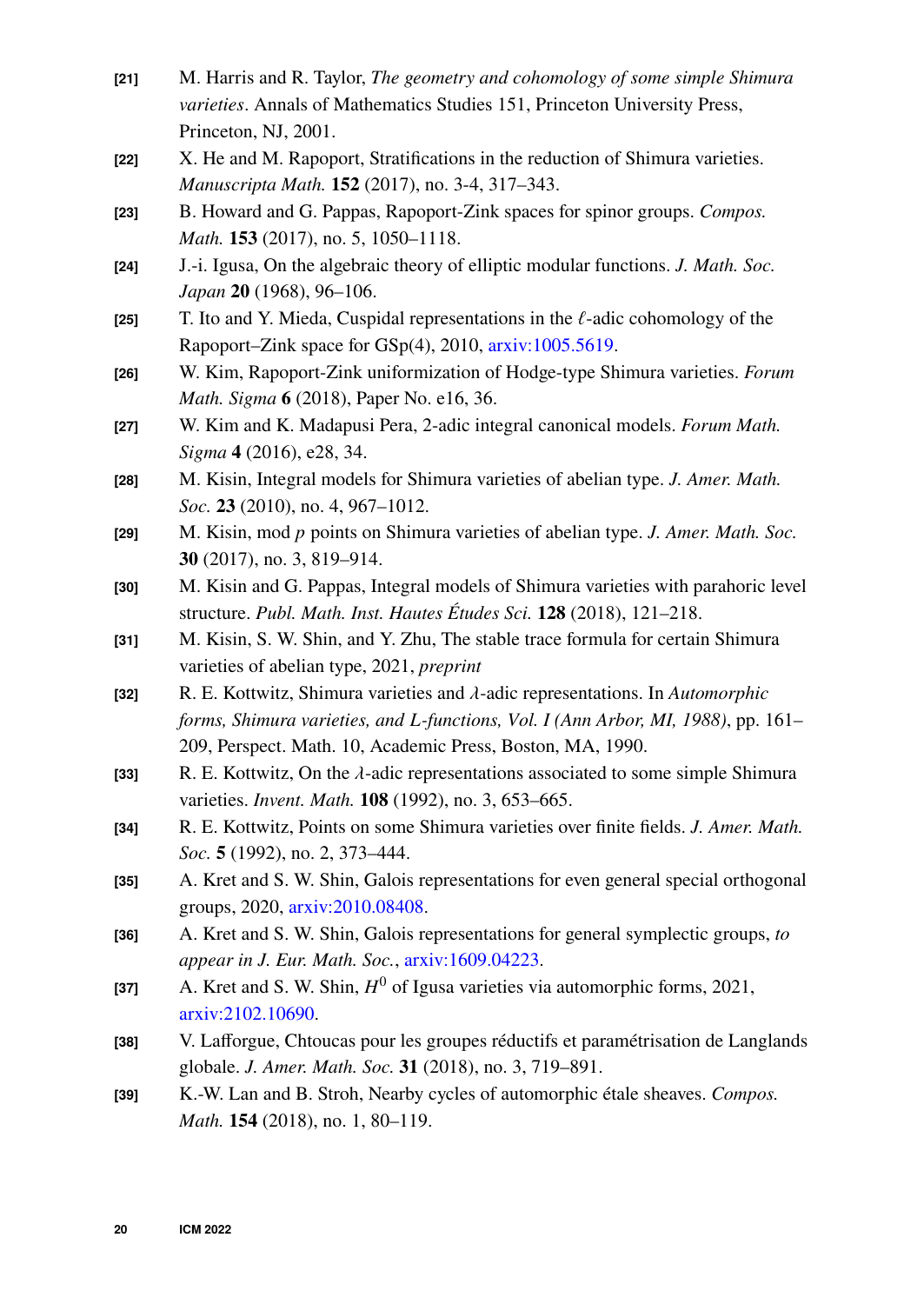[21] M. Harris and R. Taylor, *The geometry and cohomology of some simple Shimura varieties*. Annals of Mathematics Studies 151, Princeton University Press, Princeton, NJ, 2001.

[22] X. He and M. Rapoport, Stratifications in the reduction of Shimura varieties. *Manuscripta Math.* **152** (2017), no. 3-4, 317–343.

[23] B. Howard and G. Pappas, Rapoport-Zink spaces for spinor groups. *Compos. Math.* **153** (2017), no. 5, 1050–1118.

[24] J.-i. Igusa, On the algebraic theory of elliptic modular functions. *J. Math. Soc. Japan* **20** (1968), 96–106.

[25] T. Ito and Y. Mieda, Cuspidal representations in the $\ell$-adic cohomology of the Rapoport–Zink space for GSp(4), 2010, arxiv:1005.5619.

[26] W. Kim, Rapoport-Zink uniformization of Hodge-type Shimura varieties. *Forum Math. Sigma* **6** (2018), Paper No. e16, 36.

[27] W. Kim and K. Madapusi Pera, 2-adic integral canonical models. *Forum Math. Sigma* **4** (2016), e28, 34.

[28] M. Kisin, Integral models for Shimura varieties of abelian type. *J. Amer. Math. Soc.* **23** (2010), no. 4, 967–1012.

[29] M. Kisin, mod $p$ points on Shimura varieties of abelian type. *J. Amer. Math. Soc.* **30** (2017), no. 3, 819–914.

[30] M. Kisin and G. Pappas, Integral models of Shimura varieties with parahoric level structure. *Publ. Math. Inst. Hautes Études Sci.* **128** (2018), 121–218.

[31] M. Kisin, S. W. Shin, and Y. Zhu, The stable trace formula for certain Shimura varieties of abelian type, 2021, *preprint*

[32] R. E. Kottwitz, Shimura varieties and $\lambda$-adic representations. In *Automorphic forms, Shimura varieties, and L-functions, Vol. I (Ann Arbor, MI, 1988)*, pp. 161–209, Perspect. Math. 10, Academic Press, Boston, MA, 1990.

[33] R. E. Kottwitz, On the $\lambda$-adic representations associated to some simple Shimura varieties. *Invent. Math.* **108** (1992), no. 3, 653–665.

[34] R. E. Kottwitz, Points on some Shimura varieties over finite fields. *J. Amer. Math. Soc.* **5** (1992), no. 2, 373–444.

[35] A. Kret and S. W. Shin, Galois representations for even general special orthogonal groups, 2020, arxiv:2010.08408.

[36] A. Kret and S. W. Shin, Galois representations for general symplectic groups, *to appear in J. Eur. Math. Soc.*, arxiv:1609.04223.

[37] A. Kret and S. W. Shin, $H^0$ of Igusa varieties via automorphic forms, 2021, arxiv:2102.10690.

[38] V. Lafforgue, Chtoucas pour les groupes réductifs et paramétrisation de Langlands globale. *J. Amer. Math. Soc.* **31** (2018), no. 3, 719–891.

[39] K.-W. Lan and B. Stroh, Nearby cycles of automorphic étale sheaves. *Compos. Math.* **154** (2018), no. 1, 80–119.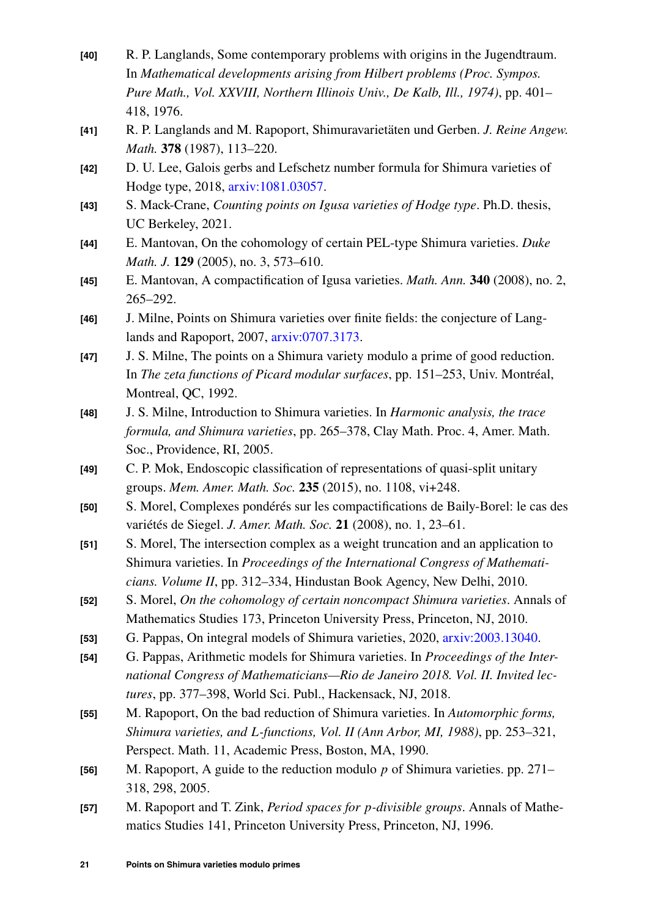[40] R. P. Langlands, Some contemporary problems with origins in the Jugendtraum. In *Mathematical developments arising from Hilbert problems (Proc. Sympos. Pure Math., Vol. XXVIII, Northern Illinois Univ., De Kalb, Ill., 1974)*, pp. 401–418, 1976.

[41] R. P. Langlands and M. Rapoport, Shimuravarietäten und Gerben. *J. Reine Angew. Math.* **378** (1987), 113–220.

[42] D. U. Lee, Galois gerbs and Lefschetz number formula for Shimura varieties of Hodge type, 2018, arxiv:1081.03057.

[43] S. Mack-Crane, *Counting points on Igusa varieties of Hodge type*. Ph.D. thesis, UC Berkeley, 2021.

[44] E. Mantovan, On the cohomology of certain PEL-type Shimura varieties. *Duke Math. J.* **129** (2005), no. 3, 573–610.

[45] E. Mantovan, A compactification of Igusa varieties. *Math. Ann.* **340** (2008), no. 2, 265–292.

[46] J. Milne, Points on Shimura varieties over finite fields: the conjecture of Langlands and Rapoport, 2007, arxiv:0707.3173.

[47] J. S. Milne, The points on a Shimura variety modulo a prime of good reduction. In *The zeta functions of Picard modular surfaces*, pp. 151–253, Univ. Montréal, Montreal, QC, 1992.

[48] J. S. Milne, Introduction to Shimura varieties. In *Harmonic analysis, the trace formula, and Shimura varieties*, pp. 265–378, Clay Math. Proc. 4, Amer. Math. Soc., Providence, RI, 2005.

[49] C. P. Mok, Endoscopic classification of representations of quasi-split unitary groups. *Mem. Amer. Math. Soc.* **235** (2015), no. 1108, vi+248.

[50] S. Morel, Complexes pondérés sur les compactifications de Baily-Borel: le cas des variétés de Siegel. *J. Amer. Math. Soc.* **21** (2008), no. 1, 23–61.

[51] S. Morel, The intersection complex as a weight truncation and an application to Shimura varieties. In *Proceedings of the International Congress of Mathematicians. Volume II*, pp. 312–334, Hindustan Book Agency, New Delhi, 2010.

[52] S. Morel, *On the cohomology of certain noncompact Shimura varieties*. Annals of Mathematics Studies 173, Princeton University Press, Princeton, NJ, 2010.

[53] G. Pappas, On integral models of Shimura varieties, 2020, arxiv:2003.13040.

[54] G. Pappas, Arithmetic models for Shimura varieties. In *Proceedings of the International Congress of Mathematicians—Rio de Janeiro 2018. Vol. II. Invited lectures*, pp. 377–398, World Sci. Publ., Hackensack, NJ, 2018.

[55] M. Rapoport, On the bad reduction of Shimura varieties. In *Automorphic forms, Shimura varieties, and L-functions, Vol. II (Ann Arbor, MI, 1988)*, pp. 253–321, Perspect. Math. 11, Academic Press, Boston, MA, 1990.

[56] M. Rapoport, A guide to the reduction modulo $p$ of Shimura varieties. pp. 271–318, 298, 2005.

[57] M. Rapoport and T. Zink, *Period spaces for $p$-divisible groups*. Annals of Mathematics Studies 141, Princeton University Press, Princeton, NJ, 1996.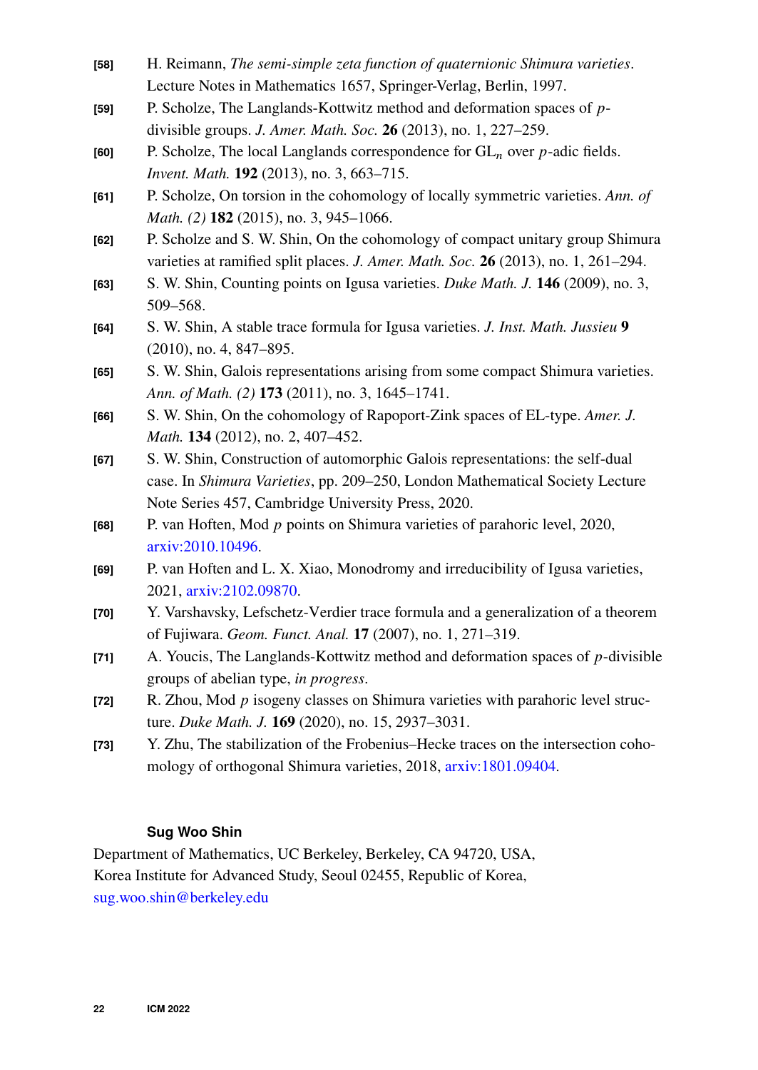[58] H. Reimann, *The semi-simple zeta function of quaternionic Shimura varieties*. Lecture Notes in Mathematics 1657, Springer-Verlag, Berlin, 1997.

[59] P. Scholze, The Langlands-Kottwitz method and deformation spaces of $p$-divisible groups. *J. Amer. Math. Soc.* **26** (2013), no. 1, 227–259.

[60] P. Scholze, The local Langlands correspondence for $\mathrm{GL}_n$ over $p$-adic fields. *Invent. Math.* **192** (2013), no. 3, 663–715.

[61] P. Scholze, On torsion in the cohomology of locally symmetric varieties. *Ann. of Math. (2)* **182** (2015), no. 3, 945–1066.

[62] P. Scholze and S. W. Shin, On the cohomology of compact unitary group Shimura varieties at ramified split places. *J. Amer. Math. Soc.* **26** (2013), no. 1, 261–294.

[63] S. W. Shin, Counting points on Igusa varieties. *Duke Math. J.* **146** (2009), no. 3, 509–568.

[64] S. W. Shin, A stable trace formula for Igusa varieties. *J. Inst. Math. Jussieu* **9** (2010), no. 4, 847–895.

[65] S. W. Shin, Galois representations arising from some compact Shimura varieties. *Ann. of Math. (2)* **173** (2011), no. 3, 1645–1741.

[66] S. W. Shin, On the cohomology of Rapoport-Zink spaces of EL-type. *Amer. J. Math.* **134** (2012), no. 2, 407–452.

[67] S. W. Shin, Construction of automorphic Galois representations: the self-dual case. In *Shimura Varieties*, pp. 209–250, London Mathematical Society Lecture Note Series 457, Cambridge University Press, 2020.

[68] P. van Hoften, Mod $p$ points on Shimura varieties of parahoric level, 2020, arxiv:2010.10496.

[69] P. van Hoften and L. X. Xiao, Monodromy and irreducibility of Igusa varieties, 2021, arxiv:2102.09870.

[70] Y. Varshavsky, Lefschetz-Verdier trace formula and a generalization of a theorem of Fujiwara. *Geom. Funct. Anal.* **17** (2007), no. 1, 271–319.

[71] A. Youcis, The Langlands-Kottwitz method and deformation spaces of $p$-divisible groups of abelian type, *in progress*.

[72] R. Zhou, Mod $p$ isogeny classes on Shimura varieties with parahoric level structure. *Duke Math. J.* **169** (2020), no. 15, 2937–3031.

[73] Y. Zhu, The stabilization of the Frobenius–Hecke traces on the intersection cohomology of orthogonal Shimura varieties, 2018, arxiv:1801.09404.

**Sug Woo Shin**

Department of Mathematics, UC Berkeley, Berkeley, CA 94720, USA,
Korea Institute for Advanced Study, Seoul 02455, Republic of Korea,
sug.woo.shin@berkeley.edu